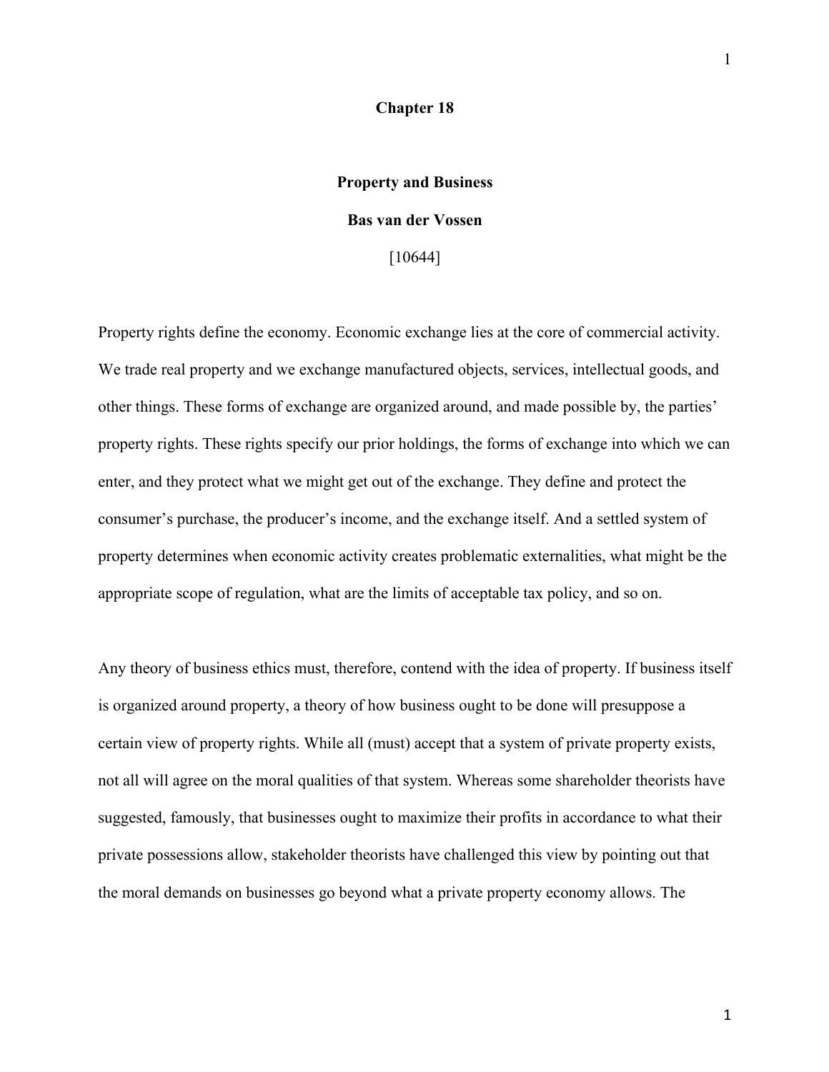# Chapter 18

## Property and Business

**Bas van der Vossen**

[10644]

Property rights define the economy. Economic exchange lies at the core of commercial activity. We trade real property and we exchange manufactured objects, services, intellectual goods, and other things. These forms of exchange are organized around, and made possible by, the parties' property rights. These rights specify our prior holdings, the forms of exchange into which we can enter, and they protect what we might get out of the exchange. They define and protect the consumer's purchase, the producer's income, and the exchange itself. And a settled system of property determines when economic activity creates problematic externalities, what might be the appropriate scope of regulation, what are the limits of acceptable tax policy, and so on.

Any theory of business ethics must, therefore, contend with the idea of property. If business itself is organized around property, a theory of how business ought to be done will presuppose a certain view of property rights. While all (must) accept that a system of private property exists, not all will agree on the moral qualities of that system. Whereas some shareholder theorists have suggested, famously, that businesses ought to maximize their profits in accordance to what their private possessions allow, stakeholder theorists have challenged this view by pointing out that the moral demands on businesses go beyond what a private property economy allows. The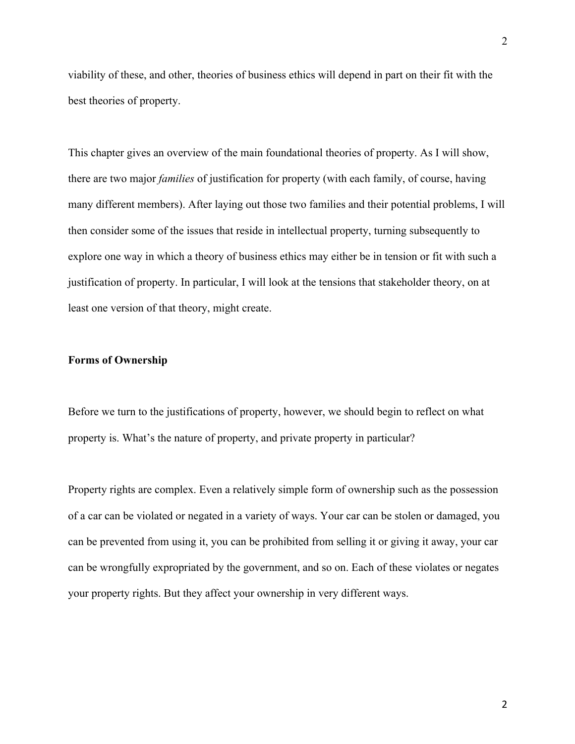viability of these, and other, theories of business ethics will depend in part on their fit with the best theories of property.

This chapter gives an overview of the main foundational theories of property. As I will show, there are two major *families* of justification for property (with each family, of course, having many different members). After laying out those two families and their potential problems, I will then consider some of the issues that reside in intellectual property, turning subsequently to explore one way in which a theory of business ethics may either be in tension or fit with such a justification of property. In particular, I will look at the tensions that stakeholder theory, on at least one version of that theory, might create.

## Forms of Ownership

Before we turn to the justifications of property, however, we should begin to reflect on what property is. What's the nature of property, and private property in particular?

Property rights are complex. Even a relatively simple form of ownership such as the possession of a car can be violated or negated in a variety of ways. Your car can be stolen or damaged, you can be prevented from using it, you can be prohibited from selling it or giving it away, your car can be wrongfully expropriated by the government, and so on. Each of these violates or negates your property rights. But they affect your ownership in very different ways.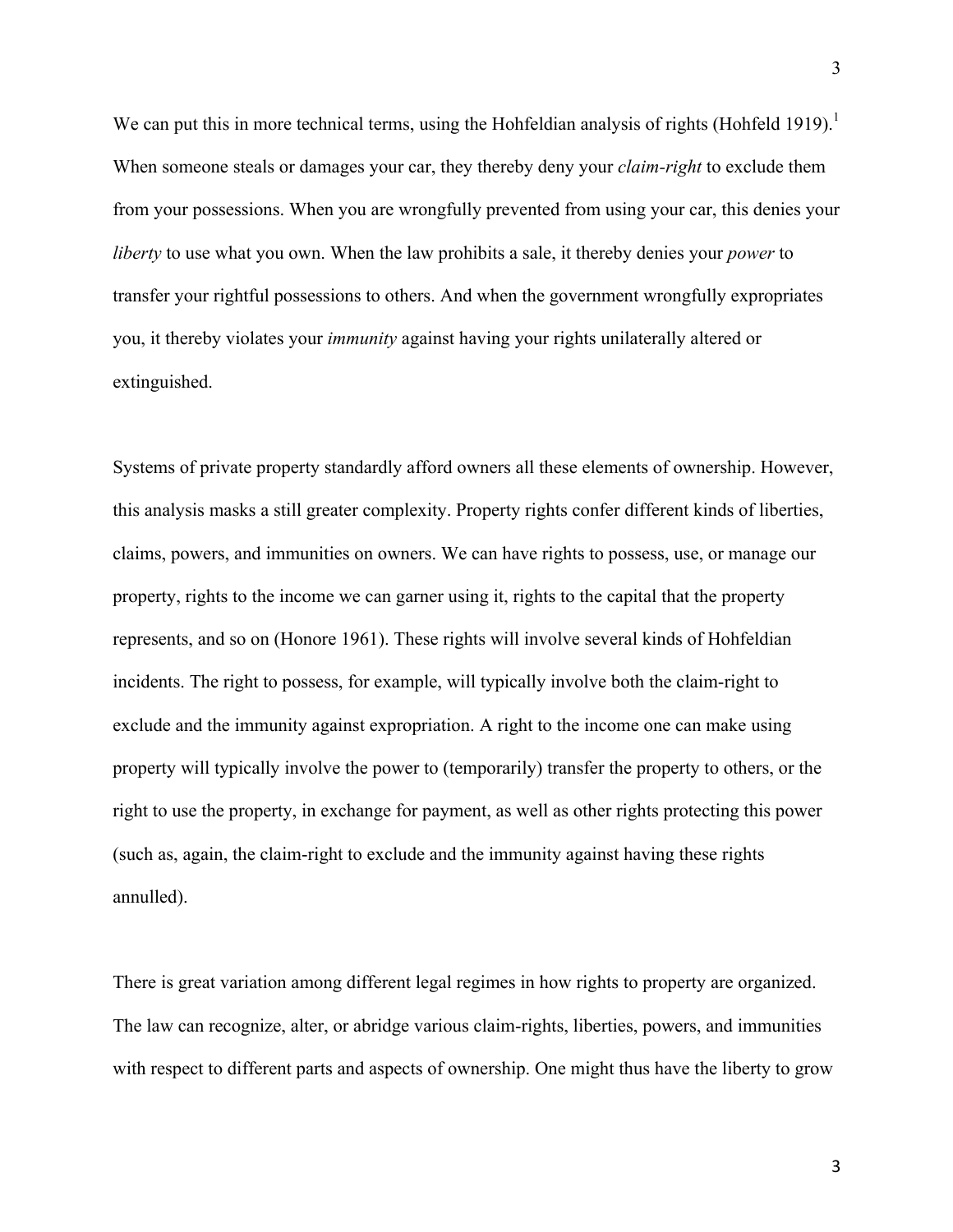We can put this in more technical terms, using the Hohfeldian analysis of rights (Hohfeld 1919).[1] When someone steals or damages your car, they thereby deny your *claim-right* to exclude them from your possessions. When you are wrongfully prevented from using your car, this denies your *liberty* to use what you own. When the law prohibits a sale, it thereby denies your *power* to transfer your rightful possessions to others. And when the government wrongfully expropriates you, it thereby violates your *immunity* against having your rights unilaterally altered or extinguished.

Systems of private property standardly afford owners all these elements of ownership. However, this analysis masks a still greater complexity. Property rights confer different kinds of liberties, claims, powers, and immunities on owners. We can have rights to possess, use, or manage our property, rights to the income we can garner using it, rights to the capital that the property represents, and so on (Honore 1961). These rights will involve several kinds of Hohfeldian incidents. The right to possess, for example, will typically involve both the claim-right to exclude and the immunity against expropriation. A right to the income one can make using property will typically involve the power to (temporarily) transfer the property to others, or the right to use the property, in exchange for payment, as well as other rights protecting this power (such as, again, the claim-right to exclude and the immunity against having these rights annulled).

There is great variation among different legal regimes in how rights to property are organized. The law can recognize, alter, or abridge various claim-rights, liberties, powers, and immunities with respect to different parts and aspects of ownership. One might thus have the liberty to grow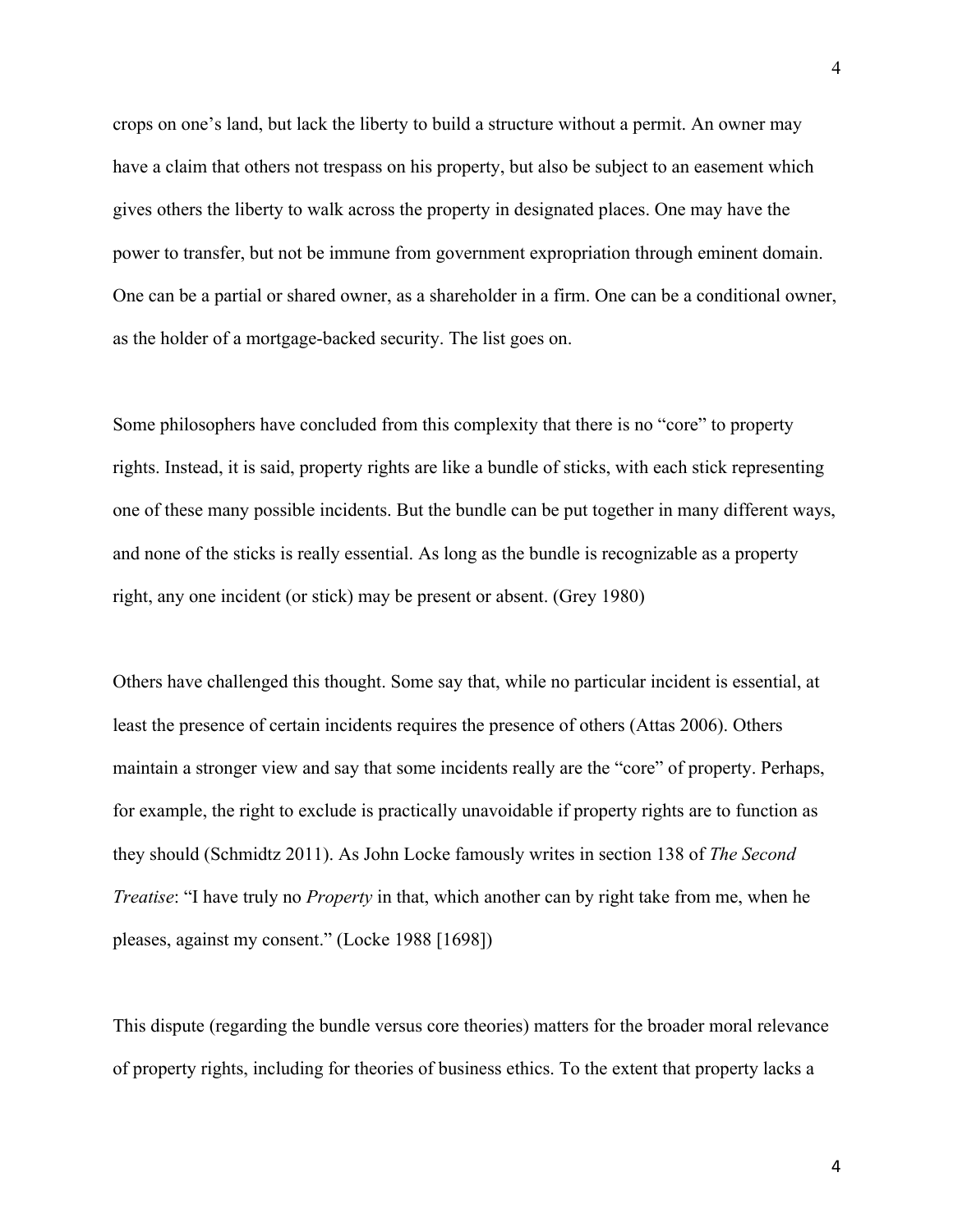crops on one's land, but lack the liberty to build a structure without a permit. An owner may have a claim that others not trespass on his property, but also be subject to an easement which gives others the liberty to walk across the property in designated places. One may have the power to transfer, but not be immune from government expropriation through eminent domain. One can be a partial or shared owner, as a shareholder in a firm. One can be a conditional owner, as the holder of a mortgage-backed security. The list goes on.

Some philosophers have concluded from this complexity that there is no "core" to property rights. Instead, it is said, property rights are like a bundle of sticks, with each stick representing one of these many possible incidents. But the bundle can be put together in many different ways, and none of the sticks is really essential. As long as the bundle is recognizable as a property right, any one incident (or stick) may be present or absent. (Grey 1980)

Others have challenged this thought. Some say that, while no particular incident is essential, at least the presence of certain incidents requires the presence of others (Attas 2006). Others maintain a stronger view and say that some incidents really are the "core" of property. Perhaps, for example, the right to exclude is practically unavoidable if property rights are to function as they should (Schmidtz 2011). As John Locke famously writes in section 138 of *The Second Treatise*: "I have truly no *Property* in that, which another can by right take from me, when he pleases, against my consent." (Locke 1988 [1698])

This dispute (regarding the bundle versus core theories) matters for the broader moral relevance of property rights, including for theories of business ethics. To the extent that property lacks a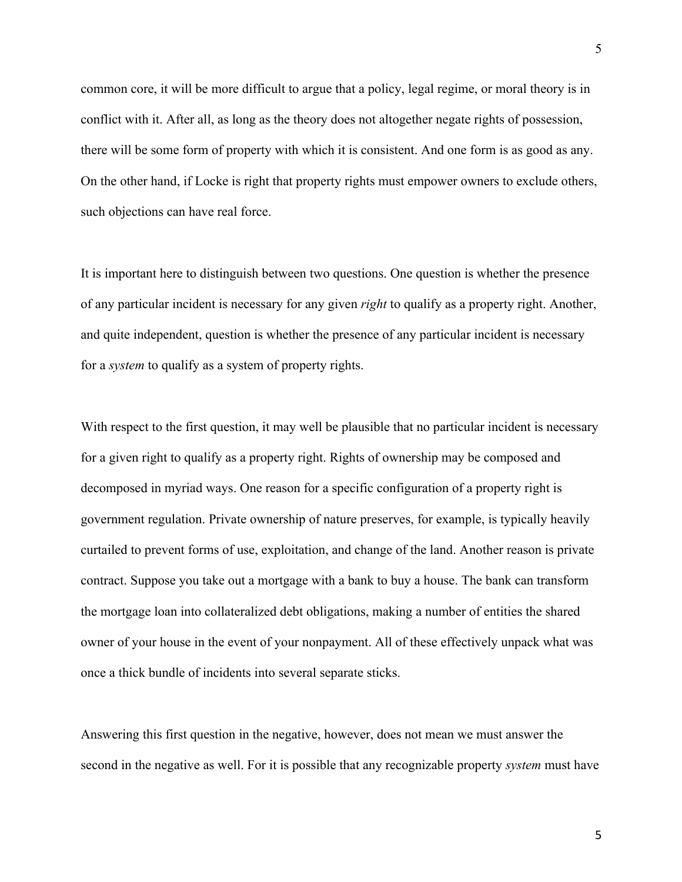common core, it will be more difficult to argue that a policy, legal regime, or moral theory is in conflict with it. After all, as long as the theory does not altogether negate rights of possession, there will be some form of property with which it is consistent. And one form is as good as any. On the other hand, if Locke is right that property rights must empower owners to exclude others, such objections can have real force.

It is important here to distinguish between two questions. One question is whether the presence of any particular incident is necessary for any given *right* to qualify as a property right. Another, and quite independent, question is whether the presence of any particular incident is necessary for a *system* to qualify as a system of property rights.

With respect to the first question, it may well be plausible that no particular incident is necessary for a given right to qualify as a property right. Rights of ownership may be composed and decomposed in myriad ways. One reason for a specific configuration of a property right is government regulation. Private ownership of nature preserves, for example, is typically heavily curtailed to prevent forms of use, exploitation, and change of the land. Another reason is private contract. Suppose you take out a mortgage with a bank to buy a house. The bank can transform the mortgage loan into collateralized debt obligations, making a number of entities the shared owner of your house in the event of your nonpayment. All of these effectively unpack what was once a thick bundle of incidents into several separate sticks.

Answering this first question in the negative, however, does not mean we must answer the second in the negative as well. For it is possible that any recognizable property *system* must have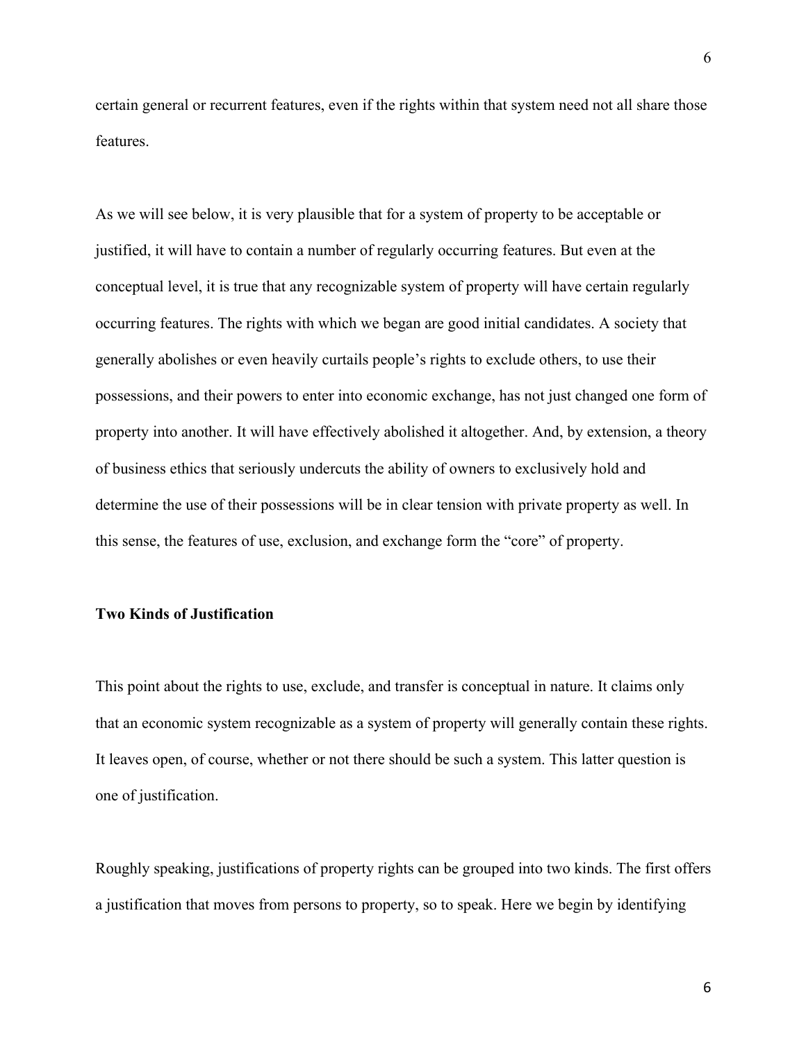certain general or recurrent features, even if the rights within that system need not all share those features.

As we will see below, it is very plausible that for a system of property to be acceptable or justified, it will have to contain a number of regularly occurring features. But even at the conceptual level, it is true that any recognizable system of property will have certain regularly occurring features. The rights with which we began are good initial candidates. A society that generally abolishes or even heavily curtails people's rights to exclude others, to use their possessions, and their powers to enter into economic exchange, has not just changed one form of property into another. It will have effectively abolished it altogether. And, by extension, a theory of business ethics that seriously undercuts the ability of owners to exclusively hold and determine the use of their possessions will be in clear tension with private property as well. In this sense, the features of use, exclusion, and exchange form the "core" of property.

## Two Kinds of Justification

This point about the rights to use, exclude, and transfer is conceptual in nature. It claims only that an economic system recognizable as a system of property will generally contain these rights. It leaves open, of course, whether or not there should be such a system. This latter question is one of justification.

Roughly speaking, justifications of property rights can be grouped into two kinds. The first offers a justification that moves from persons to property, so to speak. Here we begin by identifying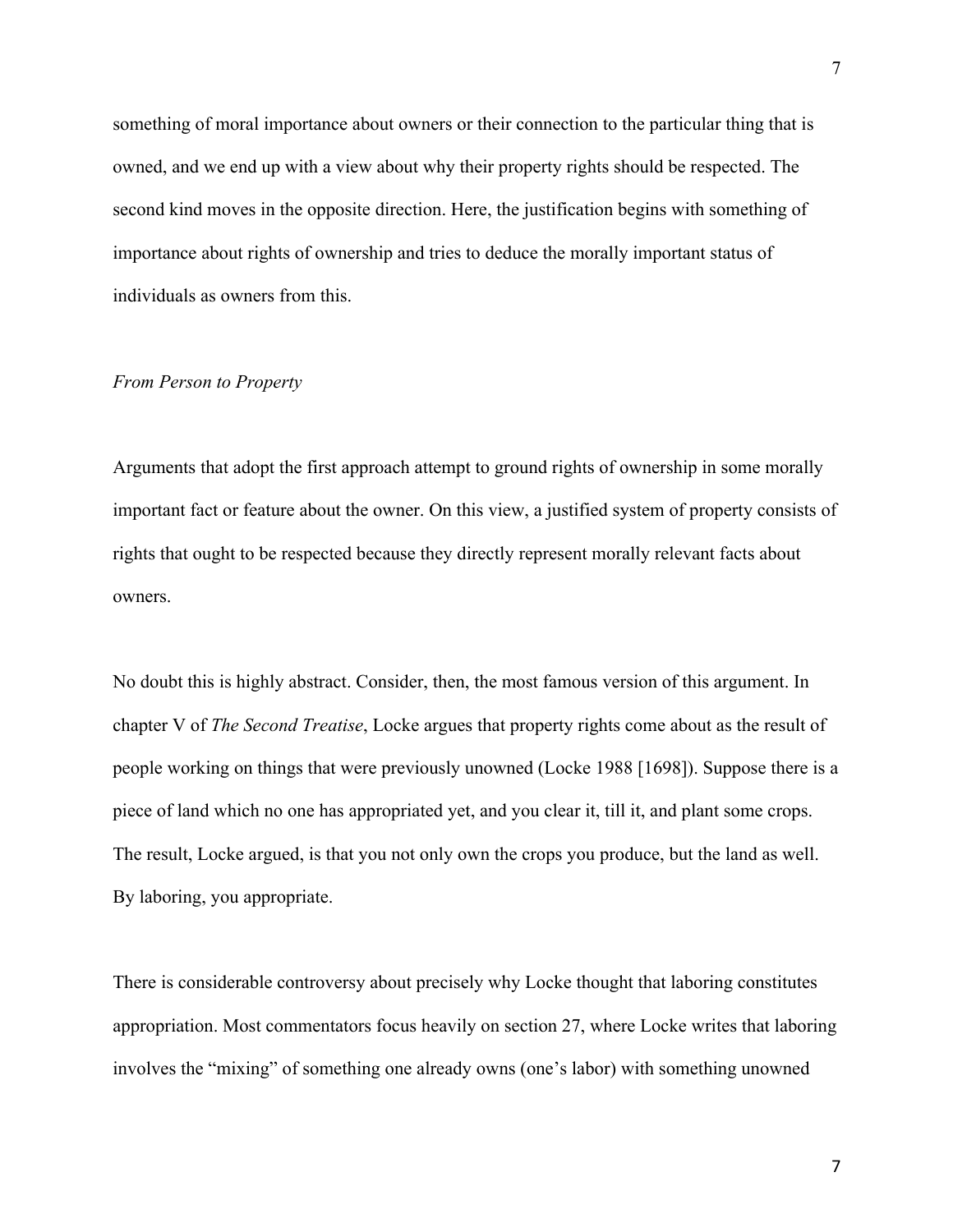something of moral importance about owners or their connection to the particular thing that is owned, and we end up with a view about why their property rights should be respected. The second kind moves in the opposite direction. Here, the justification begins with something of importance about rights of ownership and tries to deduce the morally important status of individuals as owners from this.

*From Person to Property*

Arguments that adopt the first approach attempt to ground rights of ownership in some morally important fact or feature about the owner. On this view, a justified system of property consists of rights that ought to be respected because they directly represent morally relevant facts about owners.

No doubt this is highly abstract. Consider, then, the most famous version of this argument. In chapter V of *The Second Treatise*, Locke argues that property rights come about as the result of people working on things that were previously unowned (Locke 1988 [1698]). Suppose there is a piece of land which no one has appropriated yet, and you clear it, till it, and plant some crops. The result, Locke argued, is that you not only own the crops you produce, but the land as well. By laboring, you appropriate.

There is considerable controversy about precisely why Locke thought that laboring constitutes appropriation. Most commentators focus heavily on section 27, where Locke writes that laboring involves the "mixing" of something one already owns (one's labor) with something unowned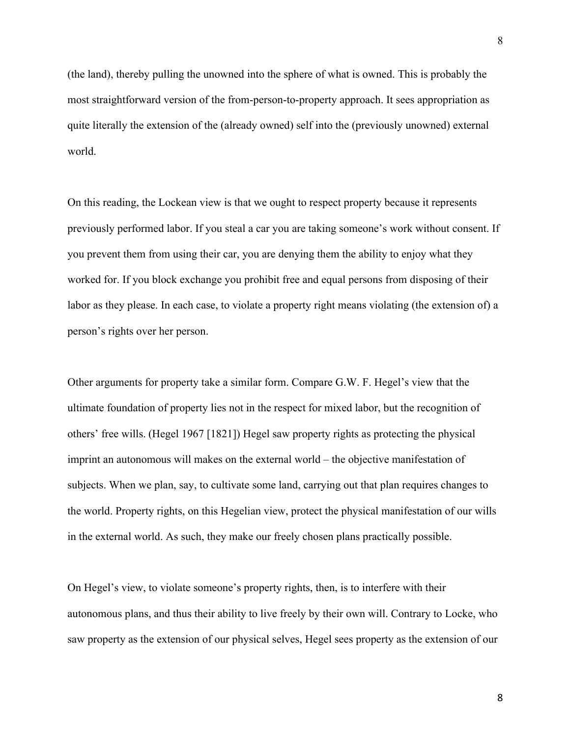(the land), thereby pulling the unowned into the sphere of what is owned. This is probably the most straightforward version of the from-person-to-property approach. It sees appropriation as quite literally the extension of the (already owned) self into the (previously unowned) external world.

On this reading, the Lockean view is that we ought to respect property because it represents previously performed labor. If you steal a car you are taking someone's work without consent. If you prevent them from using their car, you are denying them the ability to enjoy what they worked for. If you block exchange you prohibit free and equal persons from disposing of their labor as they please. In each case, to violate a property right means violating (the extension of) a person's rights over her person.

Other arguments for property take a similar form. Compare G.W. F. Hegel's view that the ultimate foundation of property lies not in the respect for mixed labor, but the recognition of others' free wills. (Hegel 1967 [1821]) Hegel saw property rights as protecting the physical imprint an autonomous will makes on the external world – the objective manifestation of subjects. When we plan, say, to cultivate some land, carrying out that plan requires changes to the world. Property rights, on this Hegelian view, protect the physical manifestation of our wills in the external world. As such, they make our freely chosen plans practically possible.

On Hegel's view, to violate someone's property rights, then, is to interfere with their autonomous plans, and thus their ability to live freely by their own will. Contrary to Locke, who saw property as the extension of our physical selves, Hegel sees property as the extension of our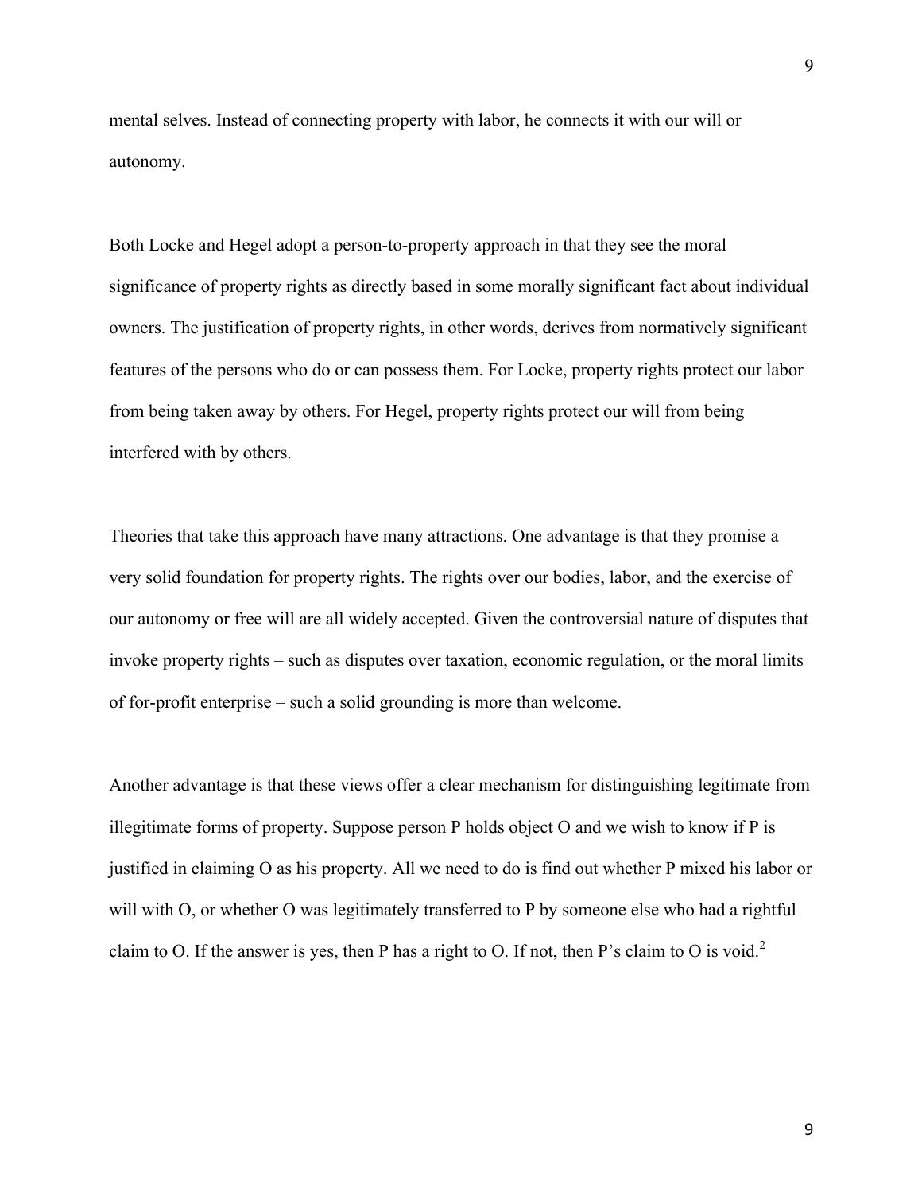mental selves. Instead of connecting property with labor, he connects it with our will or autonomy.

Both Locke and Hegel adopt a person-to-property approach in that they see the moral significance of property rights as directly based in some morally significant fact about individual owners. The justification of property rights, in other words, derives from normatively significant features of the persons who do or can possess them. For Locke, property rights protect our labor from being taken away by others. For Hegel, property rights protect our will from being interfered with by others.

Theories that take this approach have many attractions. One advantage is that they promise a very solid foundation for property rights. The rights over our bodies, labor, and the exercise of our autonomy or free will are all widely accepted. Given the controversial nature of disputes that invoke property rights – such as disputes over taxation, economic regulation, or the moral limits of for-profit enterprise – such a solid grounding is more than welcome.

Another advantage is that these views offer a clear mechanism for distinguishing legitimate from illegitimate forms of property. Suppose person P holds object O and we wish to know if P is justified in claiming O as his property. All we need to do is find out whether P mixed his labor or will with O, or whether O was legitimately transferred to P by someone else who had a rightful claim to O. If the answer is yes, then P has a right to O. If not, then P's claim to O is void.[2]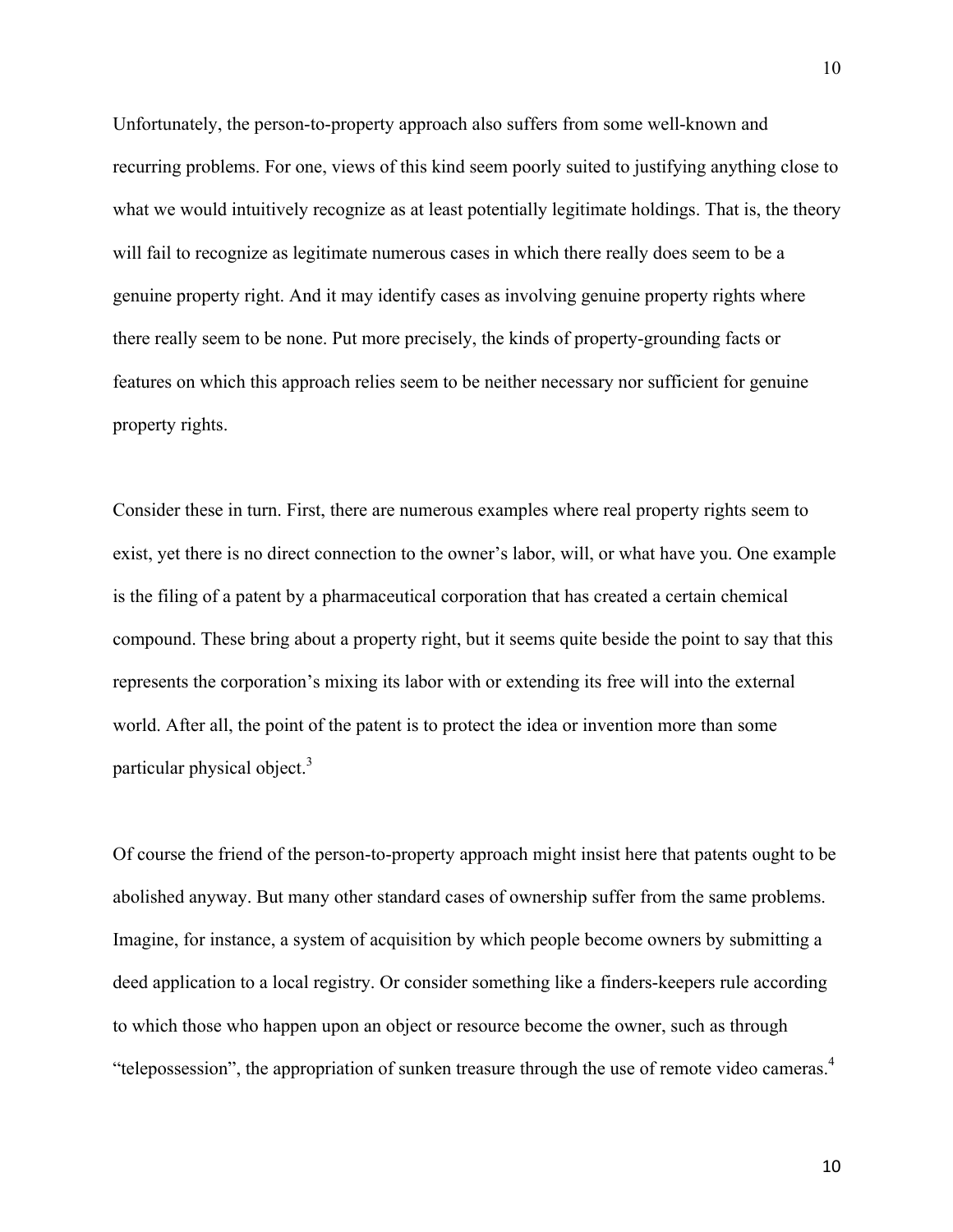Unfortunately, the person-to-property approach also suffers from some well-known and recurring problems. For one, views of this kind seem poorly suited to justifying anything close to what we would intuitively recognize as at least potentially legitimate holdings. That is, the theory will fail to recognize as legitimate numerous cases in which there really does seem to be a genuine property right. And it may identify cases as involving genuine property rights where there really seem to be none. Put more precisely, the kinds of property-grounding facts or features on which this approach relies seem to be neither necessary nor sufficient for genuine property rights.

Consider these in turn. First, there are numerous examples where real property rights seem to exist, yet there is no direct connection to the owner's labor, will, or what have you. One example is the filing of a patent by a pharmaceutical corporation that has created a certain chemical compound. These bring about a property right, but it seems quite beside the point to say that this represents the corporation's mixing its labor with or extending its free will into the external world. After all, the point of the patent is to protect the idea or invention more than some particular physical object.[3]

Of course the friend of the person-to-property approach might insist here that patents ought to be abolished anyway. But many other standard cases of ownership suffer from the same problems. Imagine, for instance, a system of acquisition by which people become owners by submitting a deed application to a local registry. Or consider something like a finders-keepers rule according to which those who happen upon an object or resource become the owner, such as through "telepossession", the appropriation of sunken treasure through the use of remote video cameras.[4]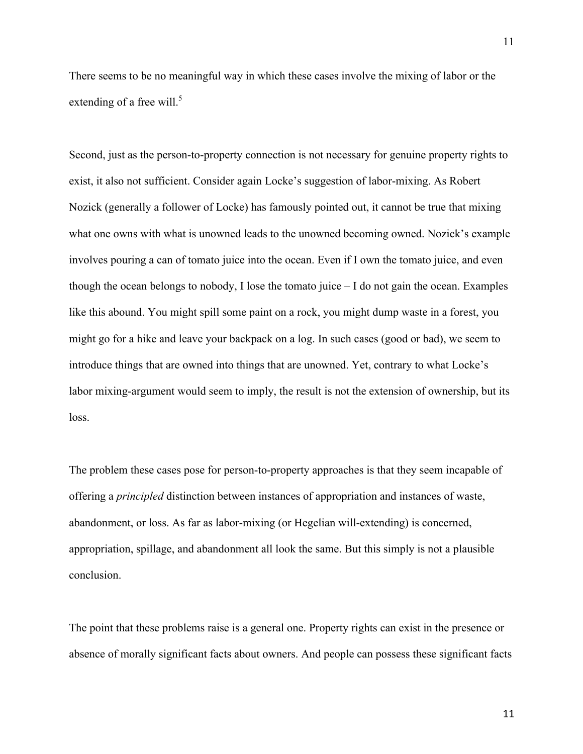There seems to be no meaningful way in which these cases involve the mixing of labor or the extending of a free will.[5]

Second, just as the person-to-property connection is not necessary for genuine property rights to exist, it also not sufficient. Consider again Locke's suggestion of labor-mixing. As Robert Nozick (generally a follower of Locke) has famously pointed out, it cannot be true that mixing what one owns with what is unowned leads to the unowned becoming owned. Nozick's example involves pouring a can of tomato juice into the ocean. Even if I own the tomato juice, and even though the ocean belongs to nobody, I lose the tomato juice – I do not gain the ocean. Examples like this abound. You might spill some paint on a rock, you might dump waste in a forest, you might go for a hike and leave your backpack on a log. In such cases (good or bad), we seem to introduce things that are owned into things that are unowned. Yet, contrary to what Locke's labor mixing-argument would seem to imply, the result is not the extension of ownership, but its loss.

The problem these cases pose for person-to-property approaches is that they seem incapable of offering a *principled* distinction between instances of appropriation and instances of waste, abandonment, or loss. As far as labor-mixing (or Hegelian will-extending) is concerned, appropriation, spillage, and abandonment all look the same. But this simply is not a plausible conclusion.

The point that these problems raise is a general one. Property rights can exist in the presence or absence of morally significant facts about owners. And people can possess these significant facts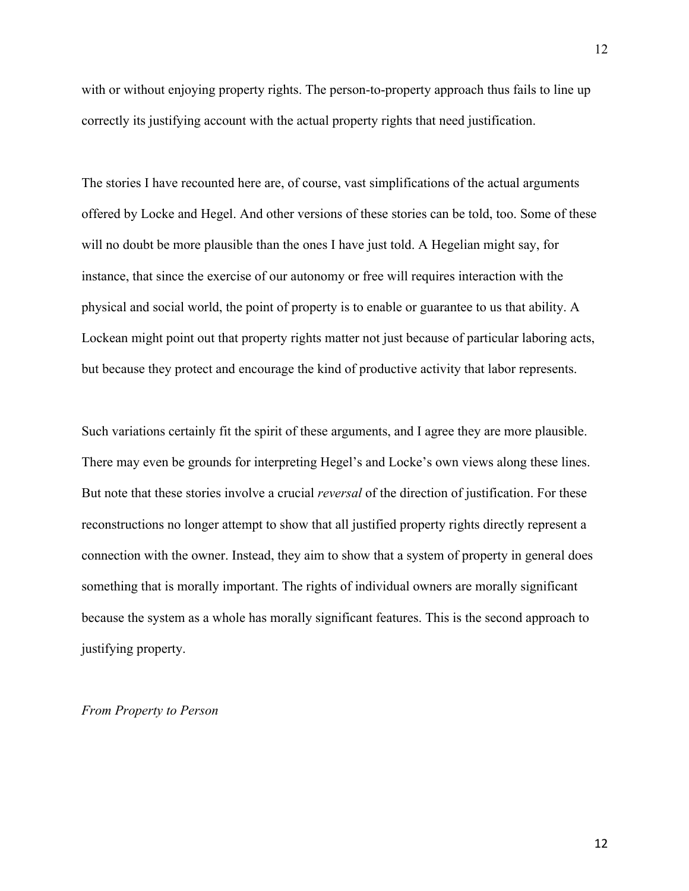with or without enjoying property rights. The person-to-property approach thus fails to line up correctly its justifying account with the actual property rights that need justification.

The stories I have recounted here are, of course, vast simplifications of the actual arguments offered by Locke and Hegel. And other versions of these stories can be told, too. Some of these will no doubt be more plausible than the ones I have just told. A Hegelian might say, for instance, that since the exercise of our autonomy or free will requires interaction with the physical and social world, the point of property is to enable or guarantee to us that ability. A Lockean might point out that property rights matter not just because of particular laboring acts, but because they protect and encourage the kind of productive activity that labor represents.

Such variations certainly fit the spirit of these arguments, and I agree they are more plausible. There may even be grounds for interpreting Hegel's and Locke's own views along these lines. But note that these stories involve a crucial *reversal* of the direction of justification. For these reconstructions no longer attempt to show that all justified property rights directly represent a connection with the owner. Instead, they aim to show that a system of property in general does something that is morally important. The rights of individual owners are morally significant because the system as a whole has morally significant features. This is the second approach to justifying property.

*From Property to Person*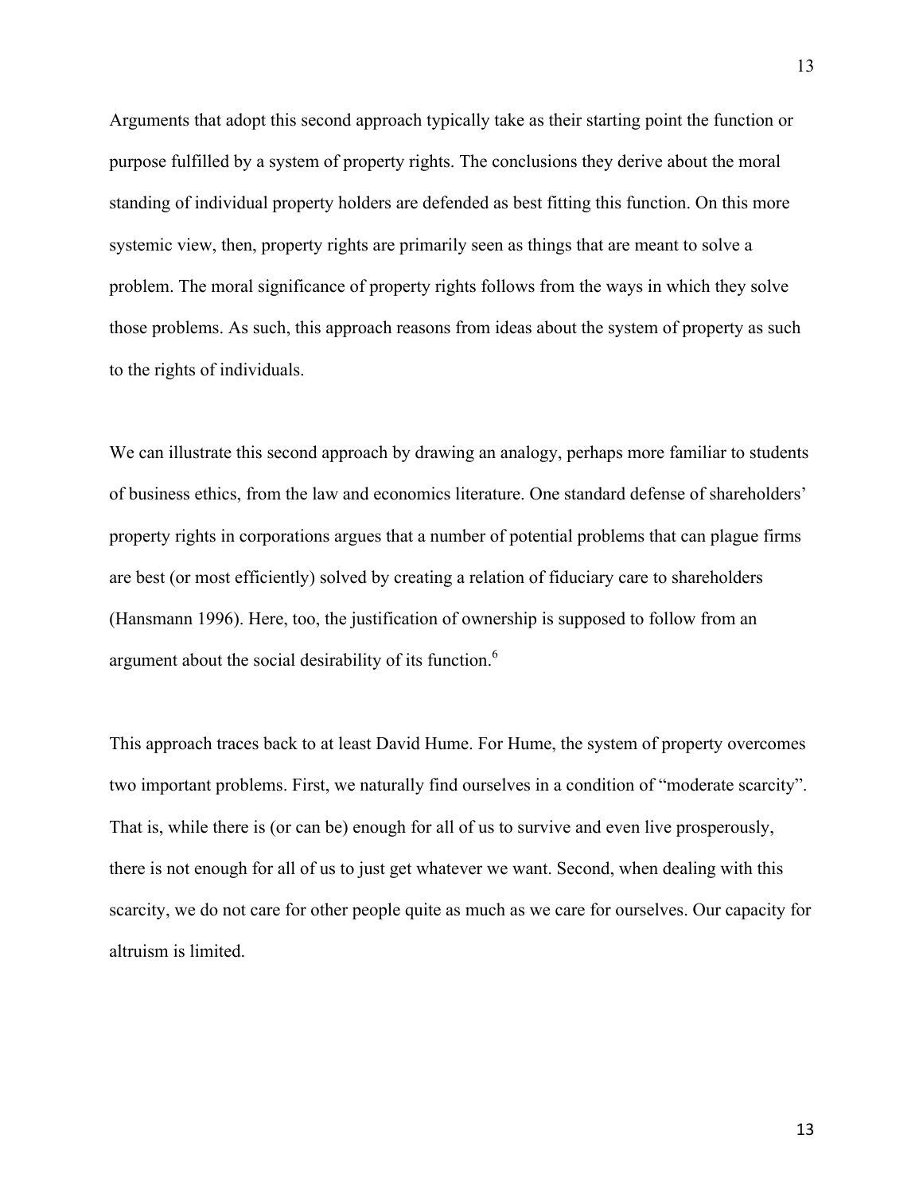Arguments that adopt this second approach typically take as their starting point the function or purpose fulfilled by a system of property rights. The conclusions they derive about the moral standing of individual property holders are defended as best fitting this function. On this more systemic view, then, property rights are primarily seen as things that are meant to solve a problem. The moral significance of property rights follows from the ways in which they solve those problems. As such, this approach reasons from ideas about the system of property as such to the rights of individuals.

We can illustrate this second approach by drawing an analogy, perhaps more familiar to students of business ethics, from the law and economics literature. One standard defense of shareholders' property rights in corporations argues that a number of potential problems that can plague firms are best (or most efficiently) solved by creating a relation of fiduciary care to shareholders (Hansmann 1996). Here, too, the justification of ownership is supposed to follow from an argument about the social desirability of its function.[6]

This approach traces back to at least David Hume. For Hume, the system of property overcomes two important problems. First, we naturally find ourselves in a condition of "moderate scarcity". That is, while there is (or can be) enough for all of us to survive and even live prosperously, there is not enough for all of us to just get whatever we want. Second, when dealing with this scarcity, we do not care for other people quite as much as we care for ourselves. Our capacity for altruism is limited.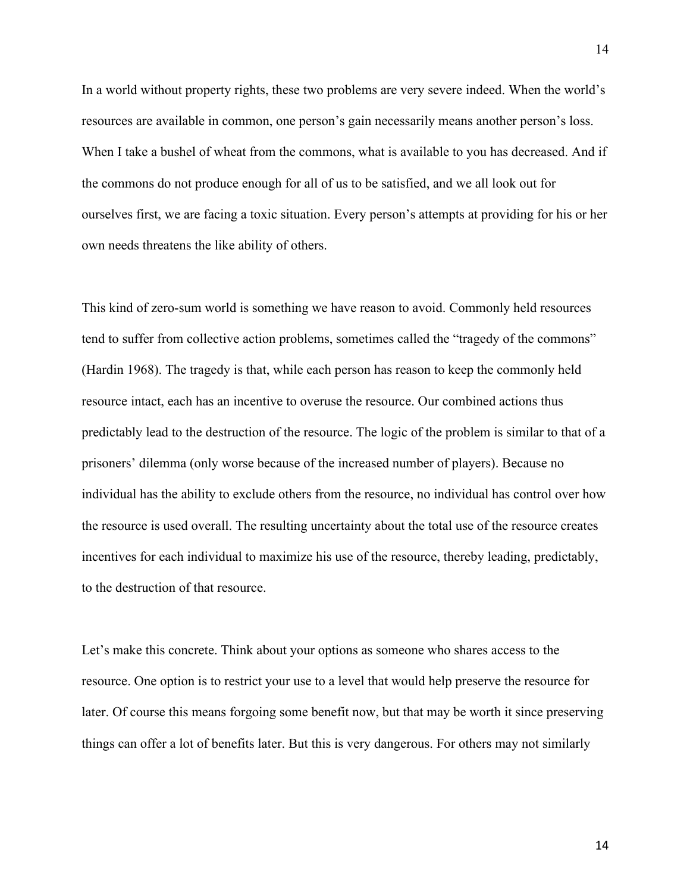In a world without property rights, these two problems are very severe indeed. When the world's resources are available in common, one person's gain necessarily means another person's loss. When I take a bushel of wheat from the commons, what is available to you has decreased. And if the commons do not produce enough for all of us to be satisfied, and we all look out for ourselves first, we are facing a toxic situation. Every person's attempts at providing for his or her own needs threatens the like ability of others.

This kind of zero-sum world is something we have reason to avoid. Commonly held resources tend to suffer from collective action problems, sometimes called the "tragedy of the commons" (Hardin 1968). The tragedy is that, while each person has reason to keep the commonly held resource intact, each has an incentive to overuse the resource. Our combined actions thus predictably lead to the destruction of the resource. The logic of the problem is similar to that of a prisoners' dilemma (only worse because of the increased number of players). Because no individual has the ability to exclude others from the resource, no individual has control over how the resource is used overall. The resulting uncertainty about the total use of the resource creates incentives for each individual to maximize his use of the resource, thereby leading, predictably, to the destruction of that resource.

Let's make this concrete. Think about your options as someone who shares access to the resource. One option is to restrict your use to a level that would help preserve the resource for later. Of course this means forgoing some benefit now, but that may be worth it since preserving things can offer a lot of benefits later. But this is very dangerous. For others may not similarly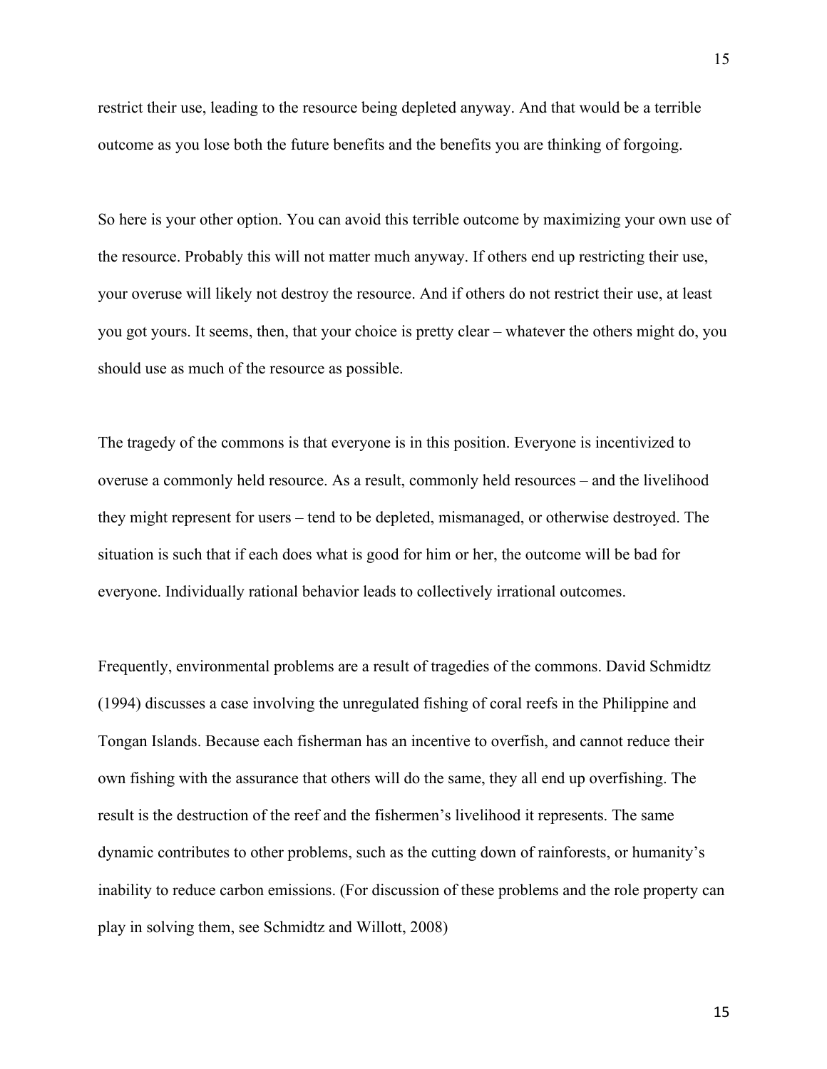restrict their use, leading to the resource being depleted anyway. And that would be a terrible outcome as you lose both the future benefits and the benefits you are thinking of forgoing.

So here is your other option. You can avoid this terrible outcome by maximizing your own use of the resource. Probably this will not matter much anyway. If others end up restricting their use, your overuse will likely not destroy the resource. And if others do not restrict their use, at least you got yours. It seems, then, that your choice is pretty clear – whatever the others might do, you should use as much of the resource as possible.

The tragedy of the commons is that everyone is in this position. Everyone is incentivized to overuse a commonly held resource. As a result, commonly held resources – and the livelihood they might represent for users – tend to be depleted, mismanaged, or otherwise destroyed. The situation is such that if each does what is good for him or her, the outcome will be bad for everyone. Individually rational behavior leads to collectively irrational outcomes.

Frequently, environmental problems are a result of tragedies of the commons. David Schmidtz (1994) discusses a case involving the unregulated fishing of coral reefs in the Philippine and Tongan Islands. Because each fisherman has an incentive to overfish, and cannot reduce their own fishing with the assurance that others will do the same, they all end up overfishing. The result is the destruction of the reef and the fishermen's livelihood it represents. The same dynamic contributes to other problems, such as the cutting down of rainforests, or humanity's inability to reduce carbon emissions. (For discussion of these problems and the role property can play in solving them, see Schmidtz and Willott, 2008)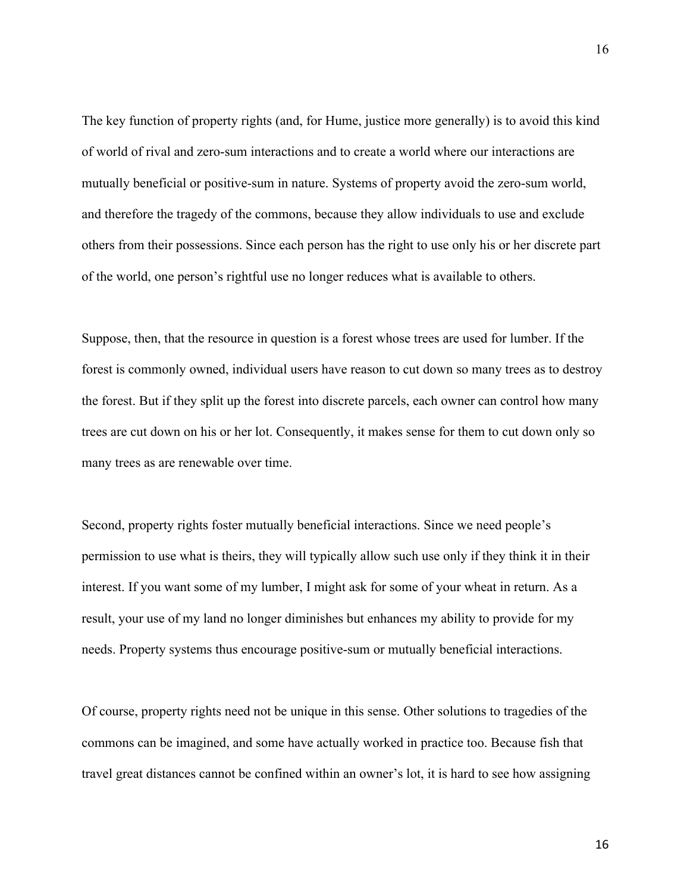The key function of property rights (and, for Hume, justice more generally) is to avoid this kind of world of rival and zero-sum interactions and to create a world where our interactions are mutually beneficial or positive-sum in nature. Systems of property avoid the zero-sum world, and therefore the tragedy of the commons, because they allow individuals to use and exclude others from their possessions. Since each person has the right to use only his or her discrete part of the world, one person's rightful use no longer reduces what is available to others.

Suppose, then, that the resource in question is a forest whose trees are used for lumber. If the forest is commonly owned, individual users have reason to cut down so many trees as to destroy the forest. But if they split up the forest into discrete parcels, each owner can control how many trees are cut down on his or her lot. Consequently, it makes sense for them to cut down only so many trees as are renewable over time.

Second, property rights foster mutually beneficial interactions. Since we need people's permission to use what is theirs, they will typically allow such use only if they think it in their interest. If you want some of my lumber, I might ask for some of your wheat in return. As a result, your use of my land no longer diminishes but enhances my ability to provide for my needs. Property systems thus encourage positive-sum or mutually beneficial interactions.

Of course, property rights need not be unique in this sense. Other solutions to tragedies of the commons can be imagined, and some have actually worked in practice too. Because fish that travel great distances cannot be confined within an owner's lot, it is hard to see how assigning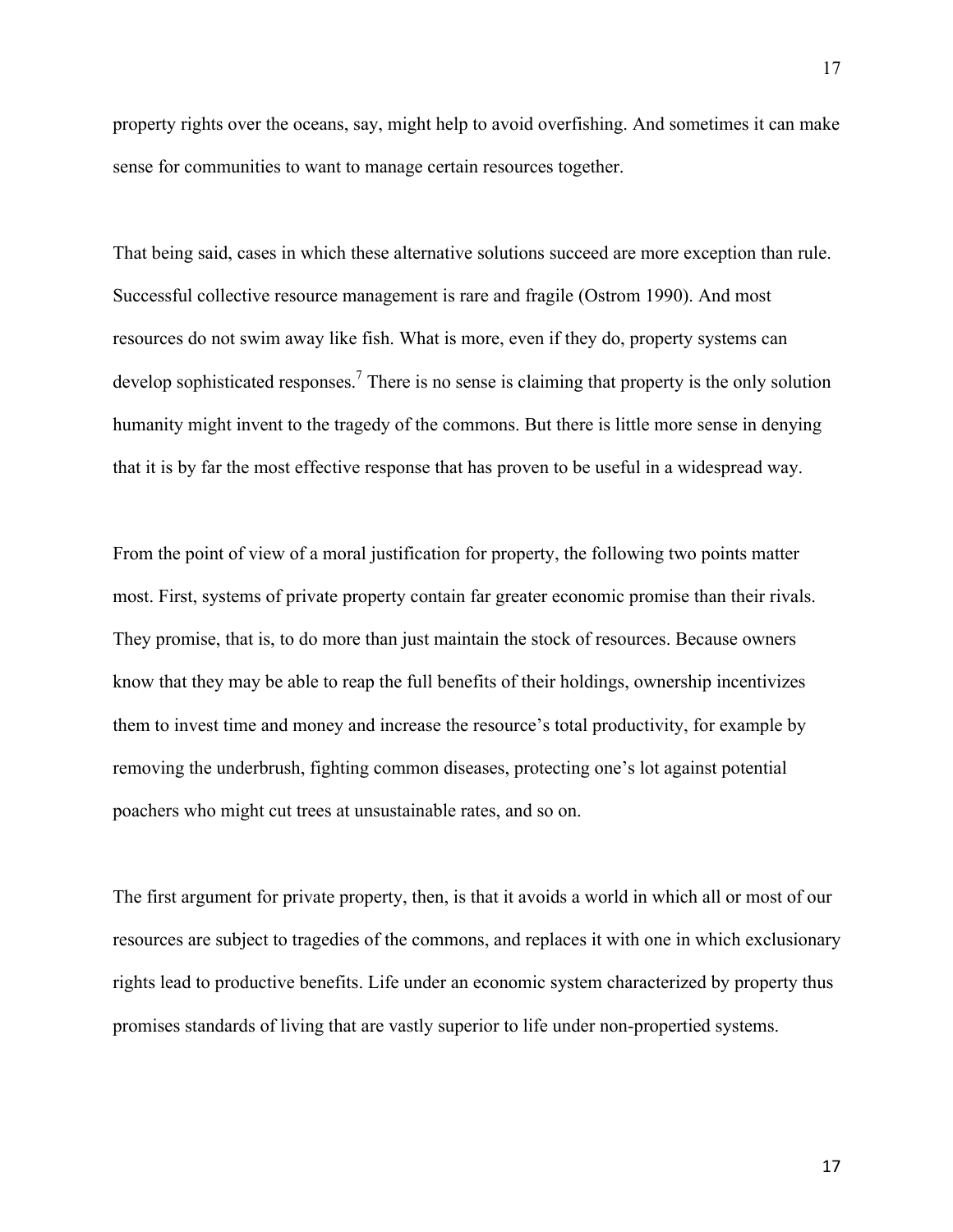property rights over the oceans, say, might help to avoid overfishing. And sometimes it can make sense for communities to want to manage certain resources together.

That being said, cases in which these alternative solutions succeed are more exception than rule. Successful collective resource management is rare and fragile (Ostrom 1990). And most resources do not swim away like fish. What is more, even if they do, property systems can develop sophisticated responses.[7] There is no sense is claiming that property is the only solution humanity might invent to the tragedy of the commons. But there is little more sense in denying that it is by far the most effective response that has proven to be useful in a widespread way.

From the point of view of a moral justification for property, the following two points matter most. First, systems of private property contain far greater economic promise than their rivals. They promise, that is, to do more than just maintain the stock of resources. Because owners know that they may be able to reap the full benefits of their holdings, ownership incentivizes them to invest time and money and increase the resource's total productivity, for example by removing the underbrush, fighting common diseases, protecting one's lot against potential poachers who might cut trees at unsustainable rates, and so on.

The first argument for private property, then, is that it avoids a world in which all or most of our resources are subject to tragedies of the commons, and replaces it with one in which exclusionary rights lead to productive benefits. Life under an economic system characterized by property thus promises standards of living that are vastly superior to life under non-propertied systems.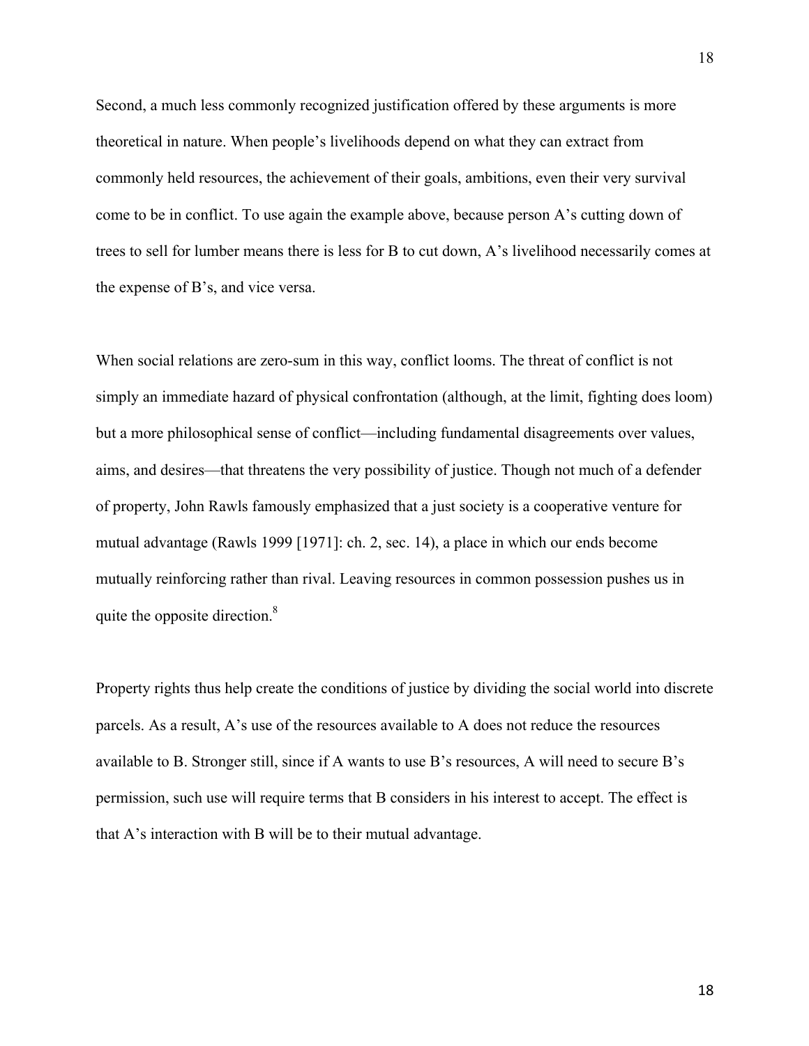Second, a much less commonly recognized justification offered by these arguments is more theoretical in nature. When people's livelihoods depend on what they can extract from commonly held resources, the achievement of their goals, ambitions, even their very survival come to be in conflict. To use again the example above, because person A's cutting down of trees to sell for lumber means there is less for B to cut down, A's livelihood necessarily comes at the expense of B's, and vice versa.

When social relations are zero-sum in this way, conflict looms. The threat of conflict is not simply an immediate hazard of physical confrontation (although, at the limit, fighting does loom) but a more philosophical sense of conflict—including fundamental disagreements over values, aims, and desires—that threatens the very possibility of justice. Though not much of a defender of property, John Rawls famously emphasized that a just society is a cooperative venture for mutual advantage (Rawls 1999 [1971]: ch. 2, sec. 14), a place in which our ends become mutually reinforcing rather than rival. Leaving resources in common possession pushes us in quite the opposite direction.[8]

Property rights thus help create the conditions of justice by dividing the social world into discrete parcels. As a result, A's use of the resources available to A does not reduce the resources available to B. Stronger still, since if A wants to use B's resources, A will need to secure B's permission, such use will require terms that B considers in his interest to accept. The effect is that A's interaction with B will be to their mutual advantage.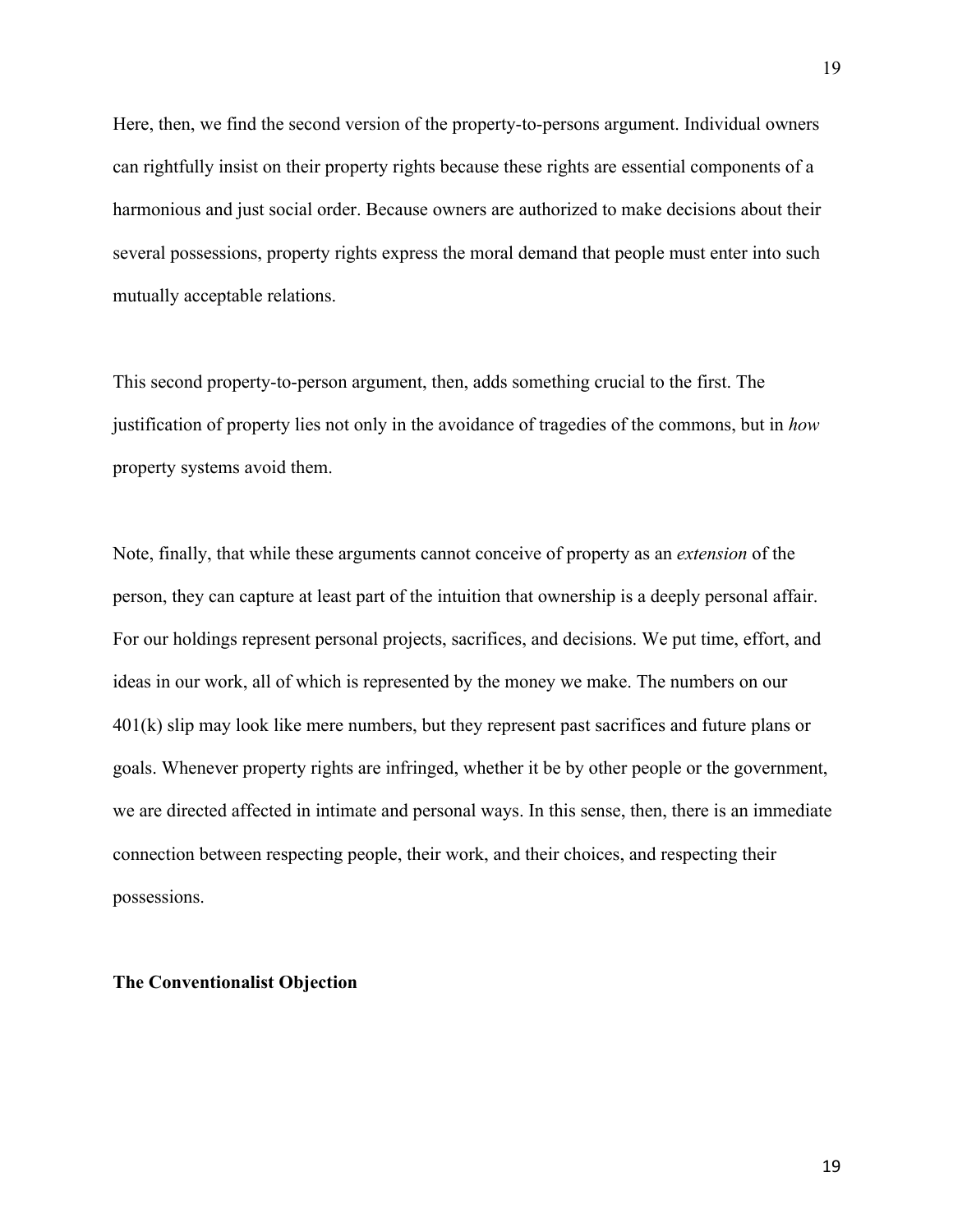Here, then, we find the second version of the property-to-persons argument. Individual owners can rightfully insist on their property rights because these rights are essential components of a harmonious and just social order. Because owners are authorized to make decisions about their several possessions, property rights express the moral demand that people must enter into such mutually acceptable relations.

This second property-to-person argument, then, adds something crucial to the first. The justification of property lies not only in the avoidance of tragedies of the commons, but in *how* property systems avoid them.

Note, finally, that while these arguments cannot conceive of property as an *extension* of the person, they can capture at least part of the intuition that ownership is a deeply personal affair. For our holdings represent personal projects, sacrifices, and decisions. We put time, effort, and ideas in our work, all of which is represented by the money we make. The numbers on our 401(k) slip may look like mere numbers, but they represent past sacrifices and future plans or goals. Whenever property rights are infringed, whether it be by other people or the government, we are directed affected in intimate and personal ways. In this sense, then, there is an immediate connection between respecting people, their work, and their choices, and respecting their possessions.

**The Conventionalist Objection**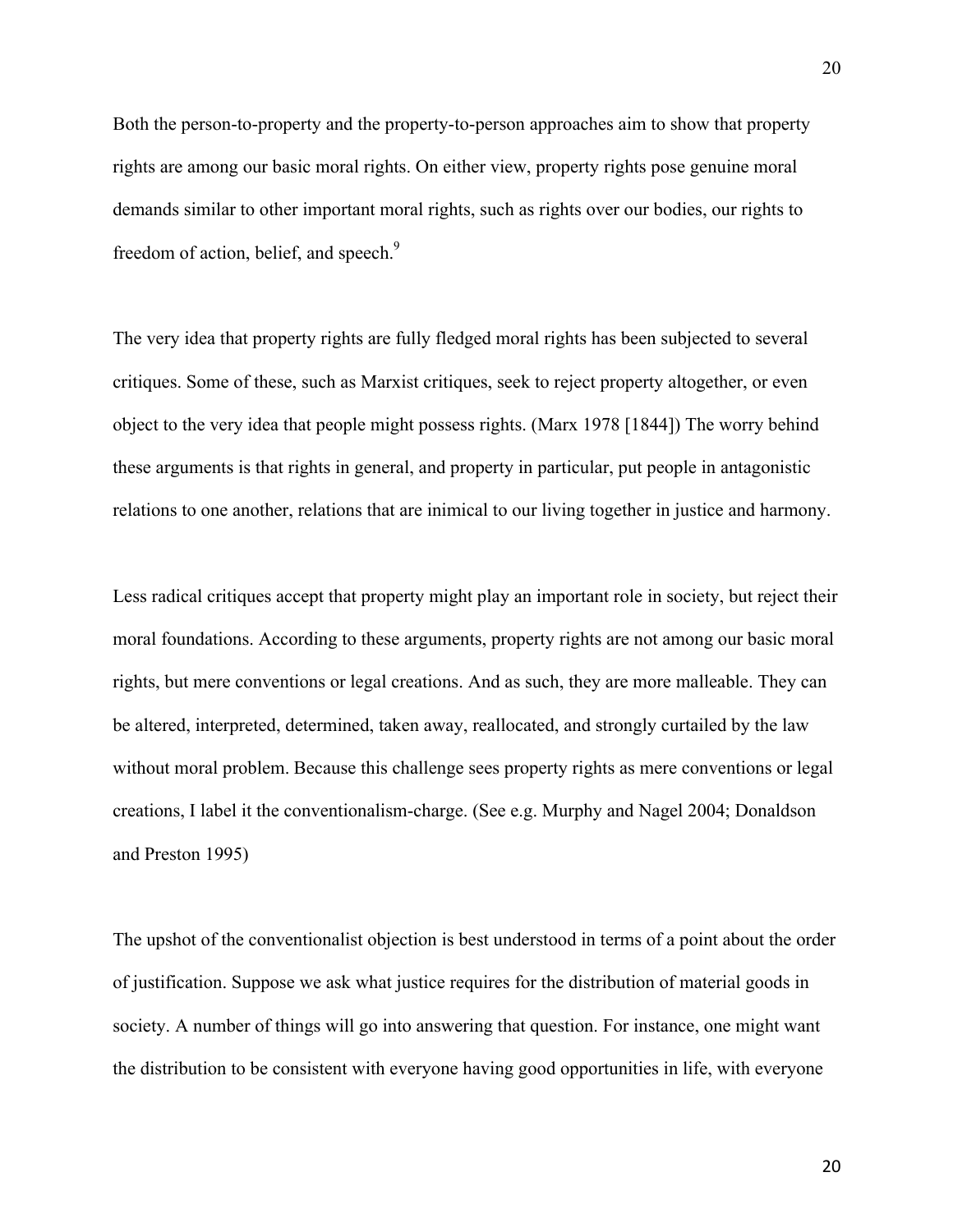Both the person-to-property and the property-to-person approaches aim to show that property rights are among our basic moral rights. On either view, property rights pose genuine moral demands similar to other important moral rights, such as rights over our bodies, our rights to freedom of action, belief, and speech.[9]

The very idea that property rights are fully fledged moral rights has been subjected to several critiques. Some of these, such as Marxist critiques, seek to reject property altogether, or even object to the very idea that people might possess rights. (Marx 1978 [1844]) The worry behind these arguments is that rights in general, and property in particular, put people in antagonistic relations to one another, relations that are inimical to our living together in justice and harmony.

Less radical critiques accept that property might play an important role in society, but reject their moral foundations. According to these arguments, property rights are not among our basic moral rights, but mere conventions or legal creations. And as such, they are more malleable. They can be altered, interpreted, determined, taken away, reallocated, and strongly curtailed by the law without moral problem. Because this challenge sees property rights as mere conventions or legal creations, I label it the conventionalism-charge. (See e.g. Murphy and Nagel 2004; Donaldson and Preston 1995)

The upshot of the conventionalist objection is best understood in terms of a point about the order of justification. Suppose we ask what justice requires for the distribution of material goods in society. A number of things will go into answering that question. For instance, one might want the distribution to be consistent with everyone having good opportunities in life, with everyone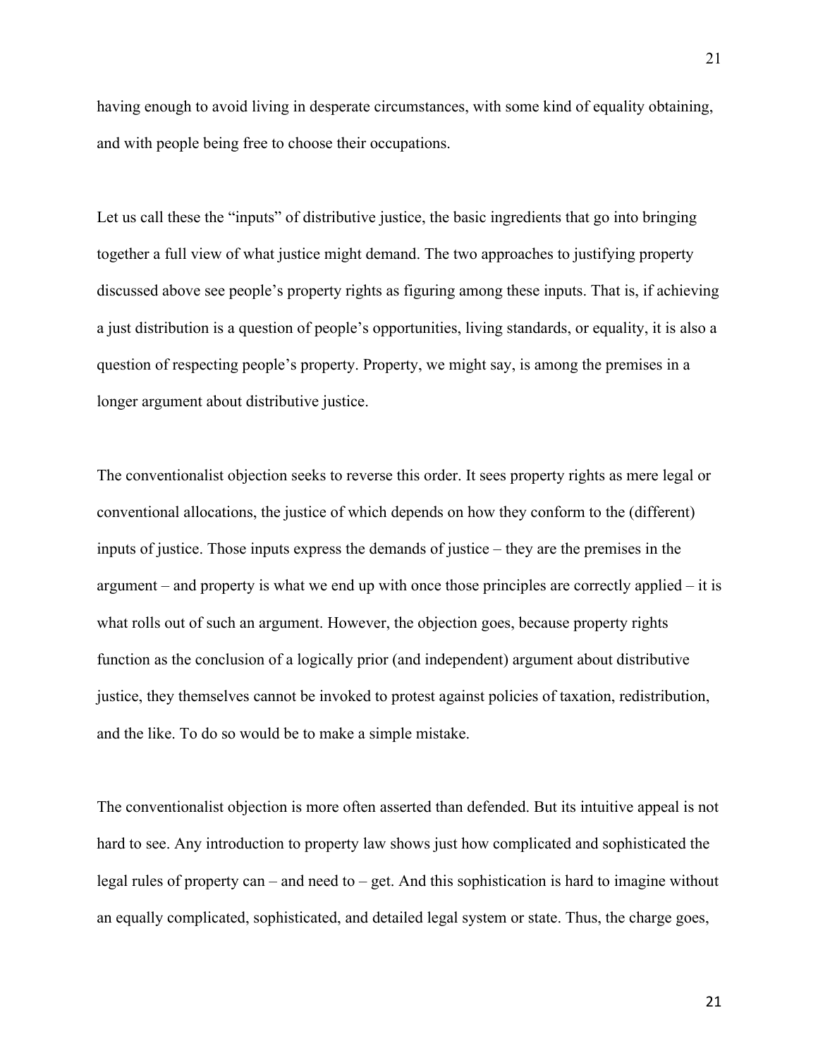having enough to avoid living in desperate circumstances, with some kind of equality obtaining, and with people being free to choose their occupations.

Let us call these the "inputs" of distributive justice, the basic ingredients that go into bringing together a full view of what justice might demand. The two approaches to justifying property discussed above see people's property rights as figuring among these inputs. That is, if achieving a just distribution is a question of people's opportunities, living standards, or equality, it is also a question of respecting people's property. Property, we might say, is among the premises in a longer argument about distributive justice.

The conventionalist objection seeks to reverse this order. It sees property rights as mere legal or conventional allocations, the justice of which depends on how they conform to the (different) inputs of justice. Those inputs express the demands of justice – they are the premises in the argument – and property is what we end up with once those principles are correctly applied – it is what rolls out of such an argument. However, the objection goes, because property rights function as the conclusion of a logically prior (and independent) argument about distributive justice, they themselves cannot be invoked to protest against policies of taxation, redistribution, and the like. To do so would be to make a simple mistake.

The conventionalist objection is more often asserted than defended. But its intuitive appeal is not hard to see. Any introduction to property law shows just how complicated and sophisticated the legal rules of property can – and need to – get. And this sophistication is hard to imagine without an equally complicated, sophisticated, and detailed legal system or state. Thus, the charge goes,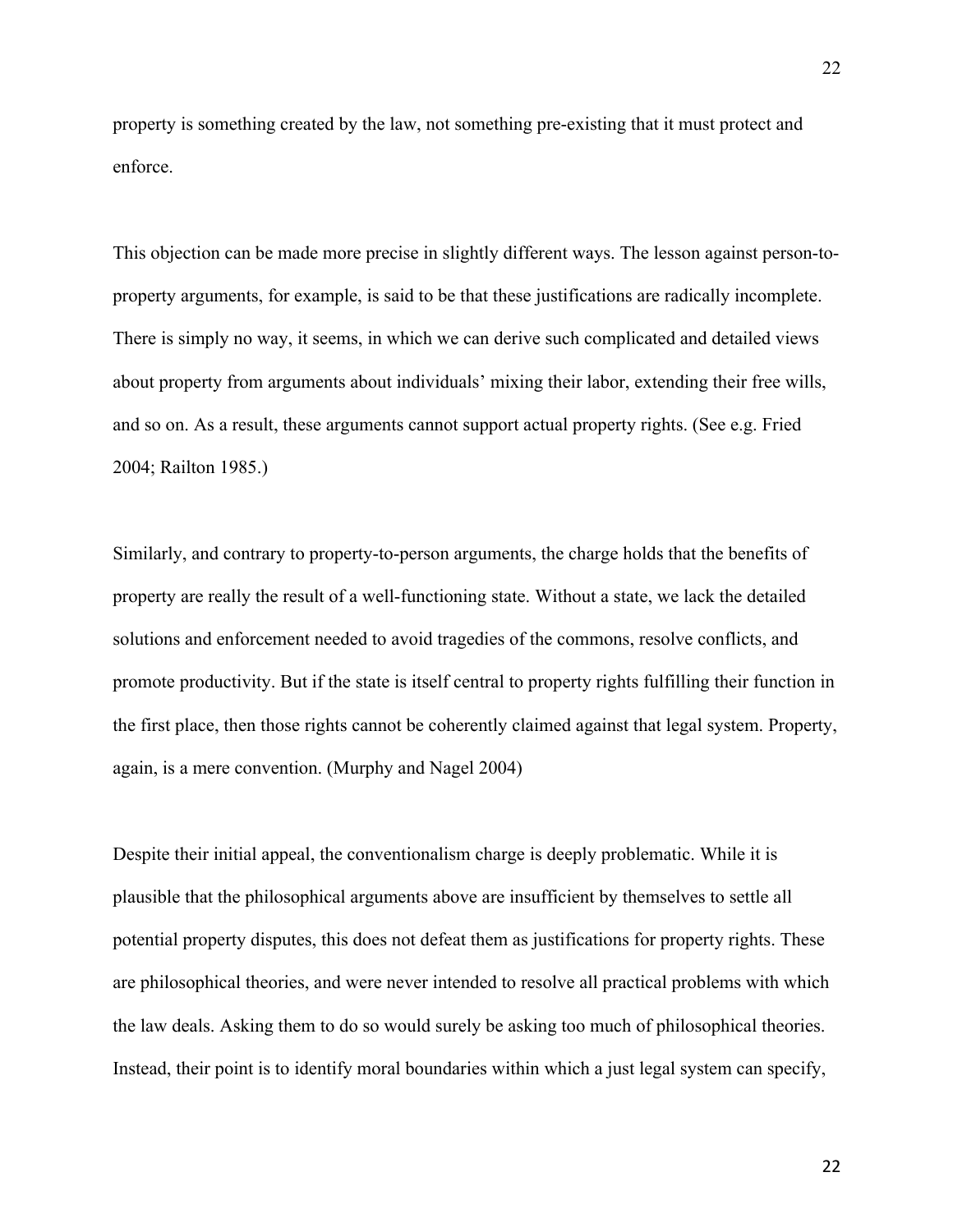property is something created by the law, not something pre-existing that it must protect and enforce.

This objection can be made more precise in slightly different ways. The lesson against person-to-property arguments, for example, is said to be that these justifications are radically incomplete. There is simply no way, it seems, in which we can derive such complicated and detailed views about property from arguments about individuals' mixing their labor, extending their free wills, and so on. As a result, these arguments cannot support actual property rights. (See e.g. Fried 2004; Railton 1985.)

Similarly, and contrary to property-to-person arguments, the charge holds that the benefits of property are really the result of a well-functioning state. Without a state, we lack the detailed solutions and enforcement needed to avoid tragedies of the commons, resolve conflicts, and promote productivity. But if the state is itself central to property rights fulfilling their function in the first place, then those rights cannot be coherently claimed against that legal system. Property, again, is a mere convention. (Murphy and Nagel 2004)

Despite their initial appeal, the conventionalism charge is deeply problematic. While it is plausible that the philosophical arguments above are insufficient by themselves to settle all potential property disputes, this does not defeat them as justifications for property rights. These are philosophical theories, and were never intended to resolve all practical problems with which the law deals. Asking them to do so would surely be asking too much of philosophical theories. Instead, their point is to identify moral boundaries within which a just legal system can specify,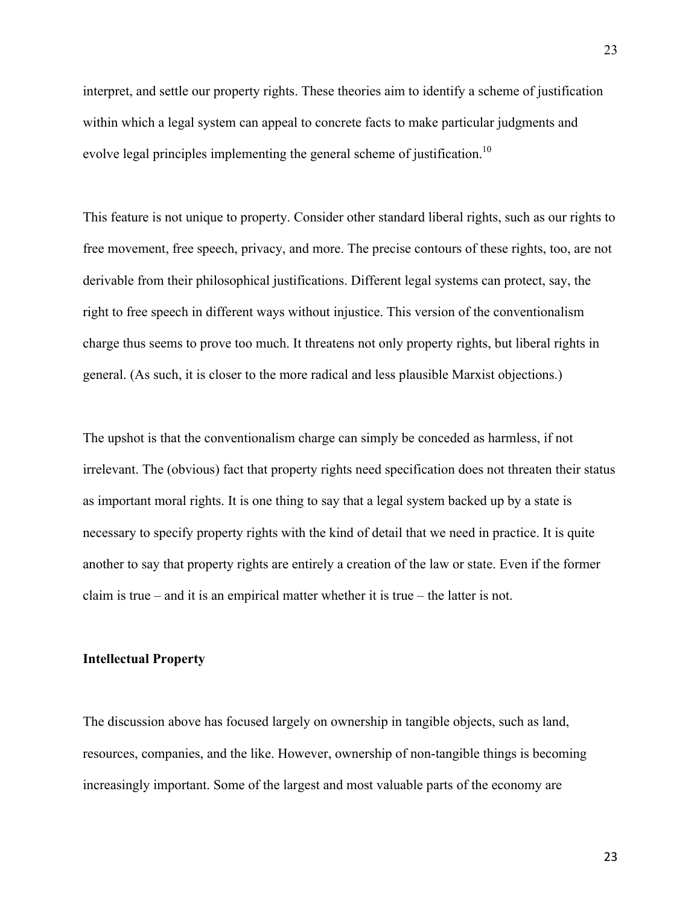interpret, and settle our property rights. These theories aim to identify a scheme of justification within which a legal system can appeal to concrete facts to make particular judgments and evolve legal principles implementing the general scheme of justification.[10]

This feature is not unique to property. Consider other standard liberal rights, such as our rights to free movement, free speech, privacy, and more. The precise contours of these rights, too, are not derivable from their philosophical justifications. Different legal systems can protect, say, the right to free speech in different ways without injustice. This version of the conventionalism charge thus seems to prove too much. It threatens not only property rights, but liberal rights in general. (As such, it is closer to the more radical and less plausible Marxist objections.)

The upshot is that the conventionalism charge can simply be conceded as harmless, if not irrelevant. The (obvious) fact that property rights need specification does not threaten their status as important moral rights. It is one thing to say that a legal system backed up by a state is necessary to specify property rights with the kind of detail that we need in practice. It is quite another to say that property rights are entirely a creation of the law or state. Even if the former claim is true – and it is an empirical matter whether it is true – the latter is not.

### Intellectual Property

The discussion above has focused largely on ownership in tangible objects, such as land, resources, companies, and the like. However, ownership of non-tangible things is becoming increasingly important. Some of the largest and most valuable parts of the economy are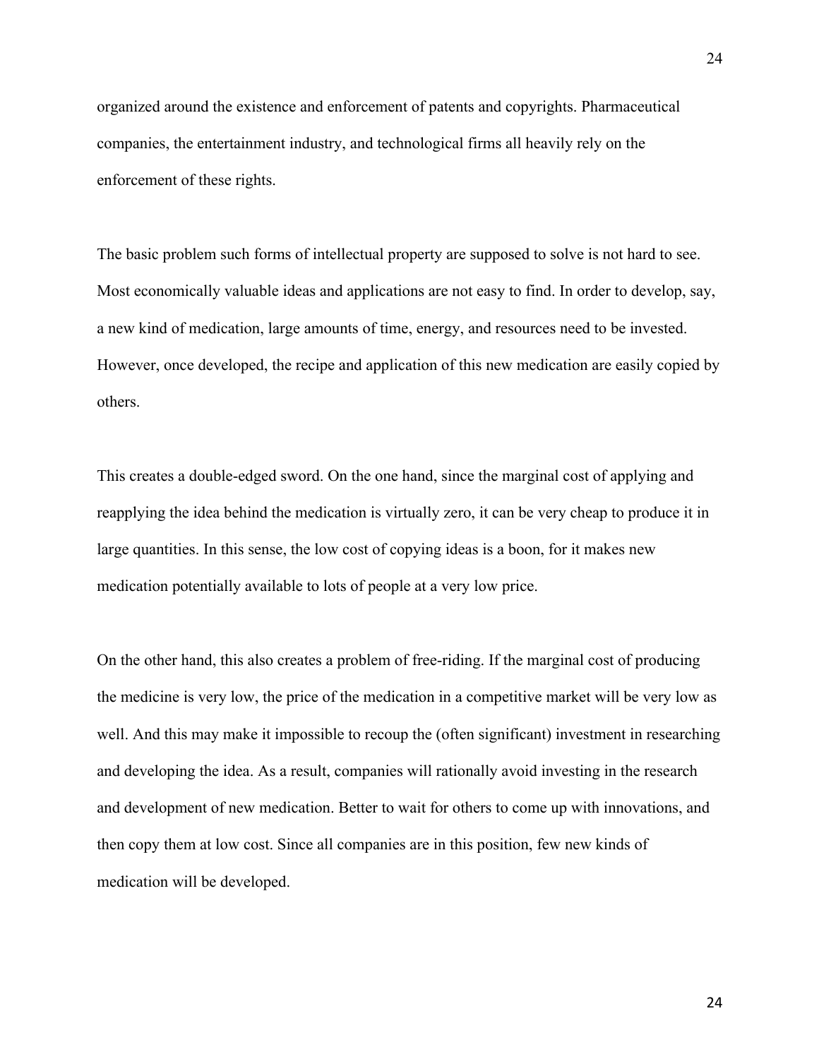organized around the existence and enforcement of patents and copyrights. Pharmaceutical companies, the entertainment industry, and technological firms all heavily rely on the enforcement of these rights.

The basic problem such forms of intellectual property are supposed to solve is not hard to see. Most economically valuable ideas and applications are not easy to find. In order to develop, say, a new kind of medication, large amounts of time, energy, and resources need to be invested. However, once developed, the recipe and application of this new medication are easily copied by others.

This creates a double-edged sword. On the one hand, since the marginal cost of applying and reapplying the idea behind the medication is virtually zero, it can be very cheap to produce it in large quantities. In this sense, the low cost of copying ideas is a boon, for it makes new medication potentially available to lots of people at a very low price.

On the other hand, this also creates a problem of free-riding. If the marginal cost of producing the medicine is very low, the price of the medication in a competitive market will be very low as well. And this may make it impossible to recoup the (often significant) investment in researching and developing the idea. As a result, companies will rationally avoid investing in the research and development of new medication. Better to wait for others to come up with innovations, and then copy them at low cost. Since all companies are in this position, few new kinds of medication will be developed.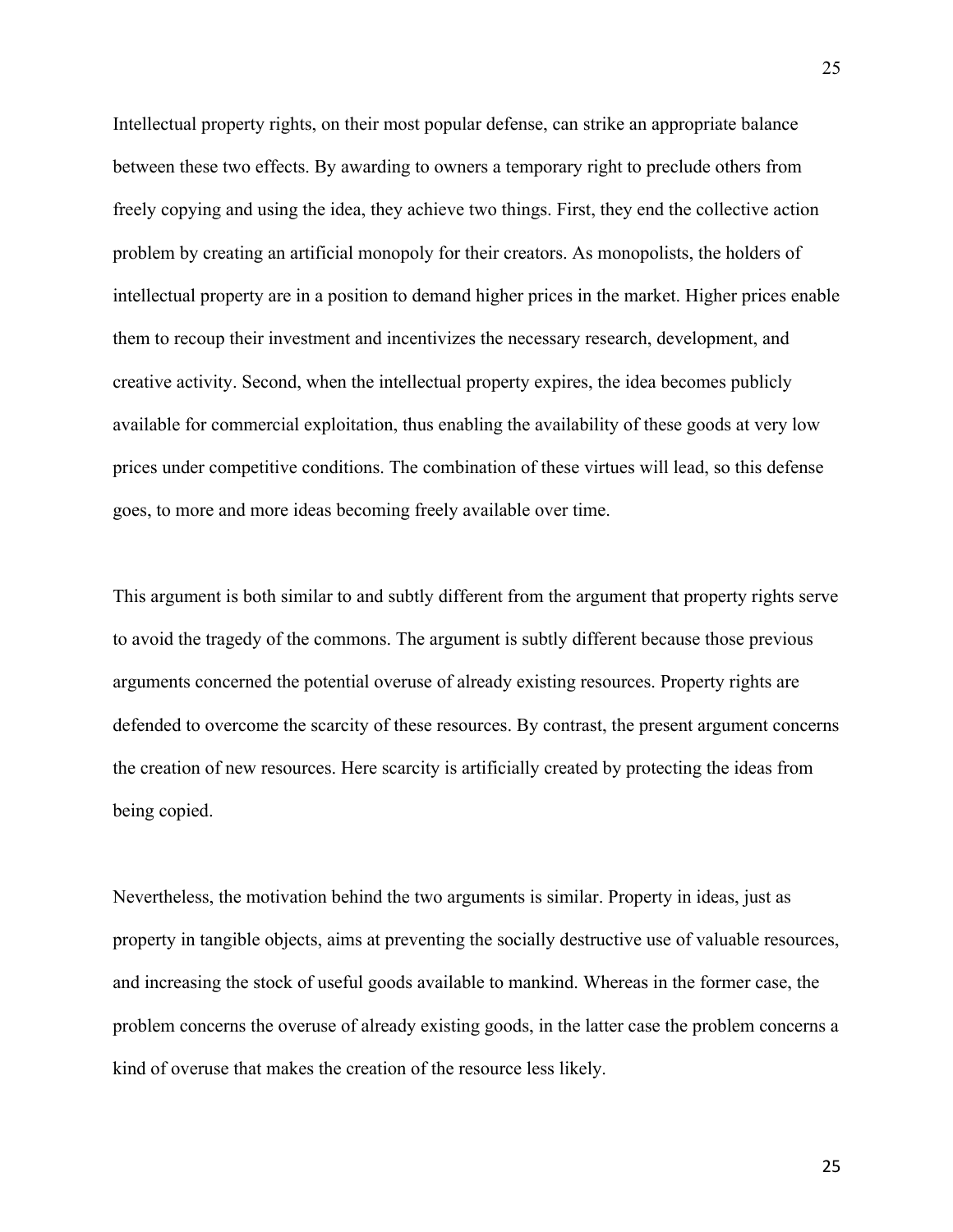Intellectual property rights, on their most popular defense, can strike an appropriate balance between these two effects. By awarding to owners a temporary right to preclude others from freely copying and using the idea, they achieve two things. First, they end the collective action problem by creating an artificial monopoly for their creators. As monopolists, the holders of intellectual property are in a position to demand higher prices in the market. Higher prices enable them to recoup their investment and incentivizes the necessary research, development, and creative activity. Second, when the intellectual property expires, the idea becomes publicly available for commercial exploitation, thus enabling the availability of these goods at very low prices under competitive conditions. The combination of these virtues will lead, so this defense goes, to more and more ideas becoming freely available over time.

This argument is both similar to and subtly different from the argument that property rights serve to avoid the tragedy of the commons. The argument is subtly different because those previous arguments concerned the potential overuse of already existing resources. Property rights are defended to overcome the scarcity of these resources. By contrast, the present argument concerns the creation of new resources. Here scarcity is artificially created by protecting the ideas from being copied.

Nevertheless, the motivation behind the two arguments is similar. Property in ideas, just as property in tangible objects, aims at preventing the socially destructive use of valuable resources, and increasing the stock of useful goods available to mankind. Whereas in the former case, the problem concerns the overuse of already existing goods, in the latter case the problem concerns a kind of overuse that makes the creation of the resource less likely.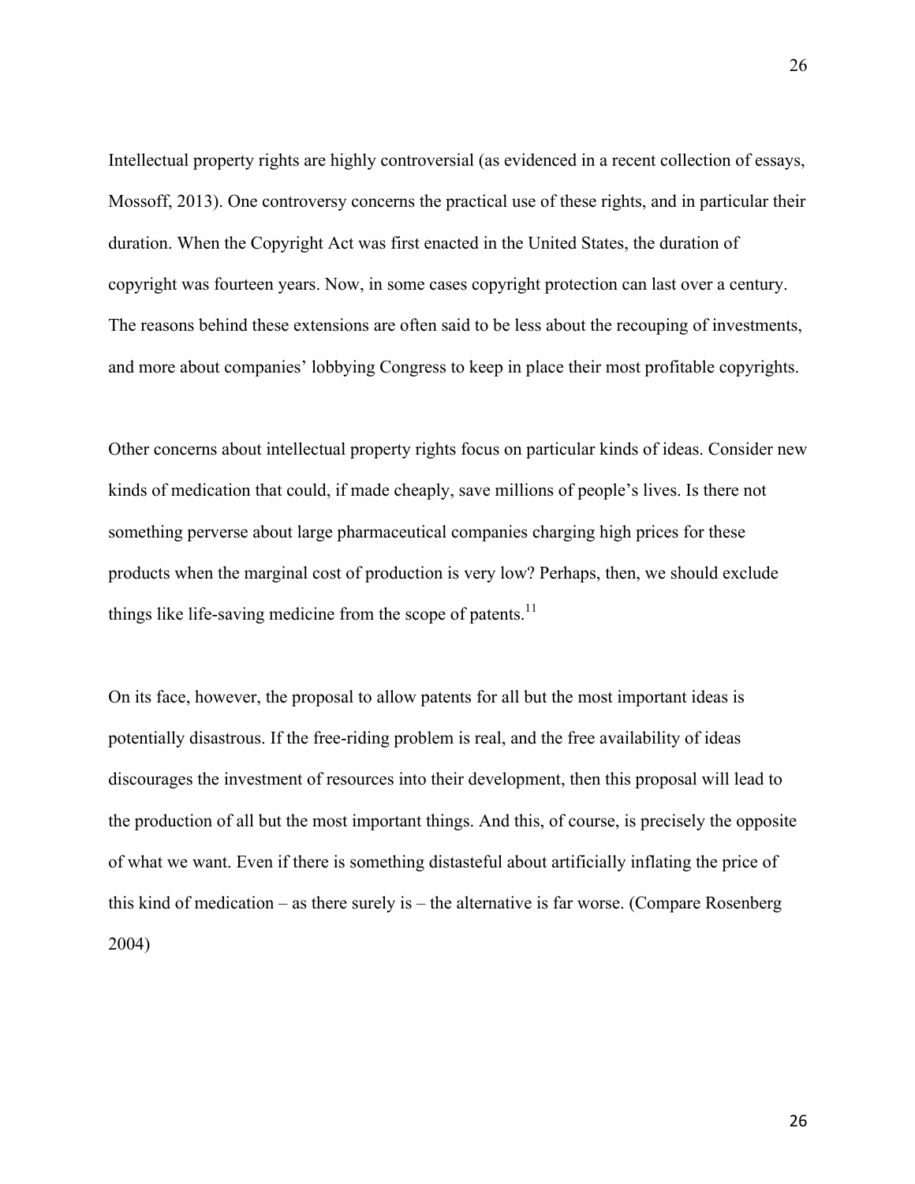Intellectual property rights are highly controversial (as evidenced in a recent collection of essays, Mossoff, 2013). One controversy concerns the practical use of these rights, and in particular their duration. When the Copyright Act was first enacted in the United States, the duration of copyright was fourteen years. Now, in some cases copyright protection can last over a century. The reasons behind these extensions are often said to be less about the recouping of investments, and more about companies' lobbying Congress to keep in place their most profitable copyrights.

Other concerns about intellectual property rights focus on particular kinds of ideas. Consider new kinds of medication that could, if made cheaply, save millions of people's lives. Is there not something perverse about large pharmaceutical companies charging high prices for these products when the marginal cost of production is very low? Perhaps, then, we should exclude things like life-saving medicine from the scope of patents.[11]

On its face, however, the proposal to allow patents for all but the most important ideas is potentially disastrous. If the free-riding problem is real, and the free availability of ideas discourages the investment of resources into their development, then this proposal will lead to the production of all but the most important things. And this, of course, is precisely the opposite of what we want. Even if there is something distasteful about artificially inflating the price of this kind of medication – as there surely is – the alternative is far worse. (Compare Rosenberg 2004)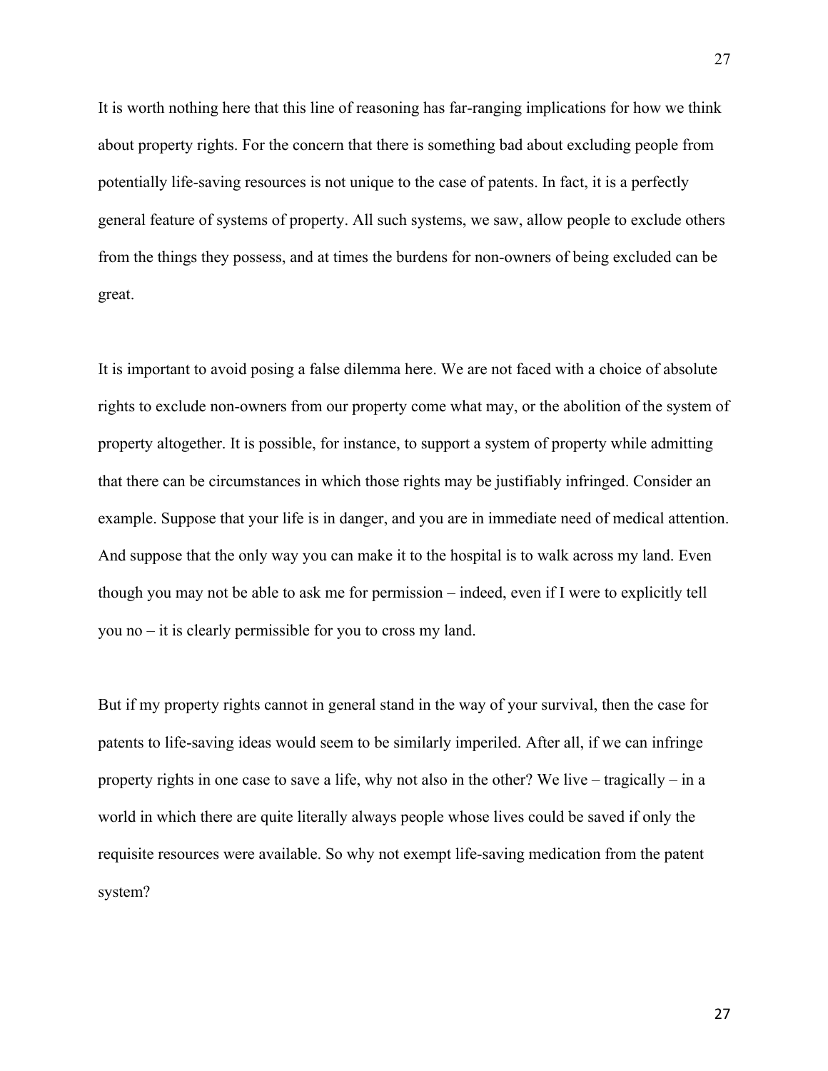It is worth nothing here that this line of reasoning has far-ranging implications for how we think about property rights. For the concern that there is something bad about excluding people from potentially life-saving resources is not unique to the case of patents. In fact, it is a perfectly general feature of systems of property. All such systems, we saw, allow people to exclude others from the things they possess, and at times the burdens for non-owners of being excluded can be great.

It is important to avoid posing a false dilemma here. We are not faced with a choice of absolute rights to exclude non-owners from our property come what may, or the abolition of the system of property altogether. It is possible, for instance, to support a system of property while admitting that there can be circumstances in which those rights may be justifiably infringed. Consider an example. Suppose that your life is in danger, and you are in immediate need of medical attention. And suppose that the only way you can make it to the hospital is to walk across my land. Even though you may not be able to ask me for permission – indeed, even if I were to explicitly tell you no – it is clearly permissible for you to cross my land.

But if my property rights cannot in general stand in the way of your survival, then the case for patents to life-saving ideas would seem to be similarly imperiled. After all, if we can infringe property rights in one case to save a life, why not also in the other? We live – tragically – in a world in which there are quite literally always people whose lives could be saved if only the requisite resources were available. So why not exempt life-saving medication from the patent system?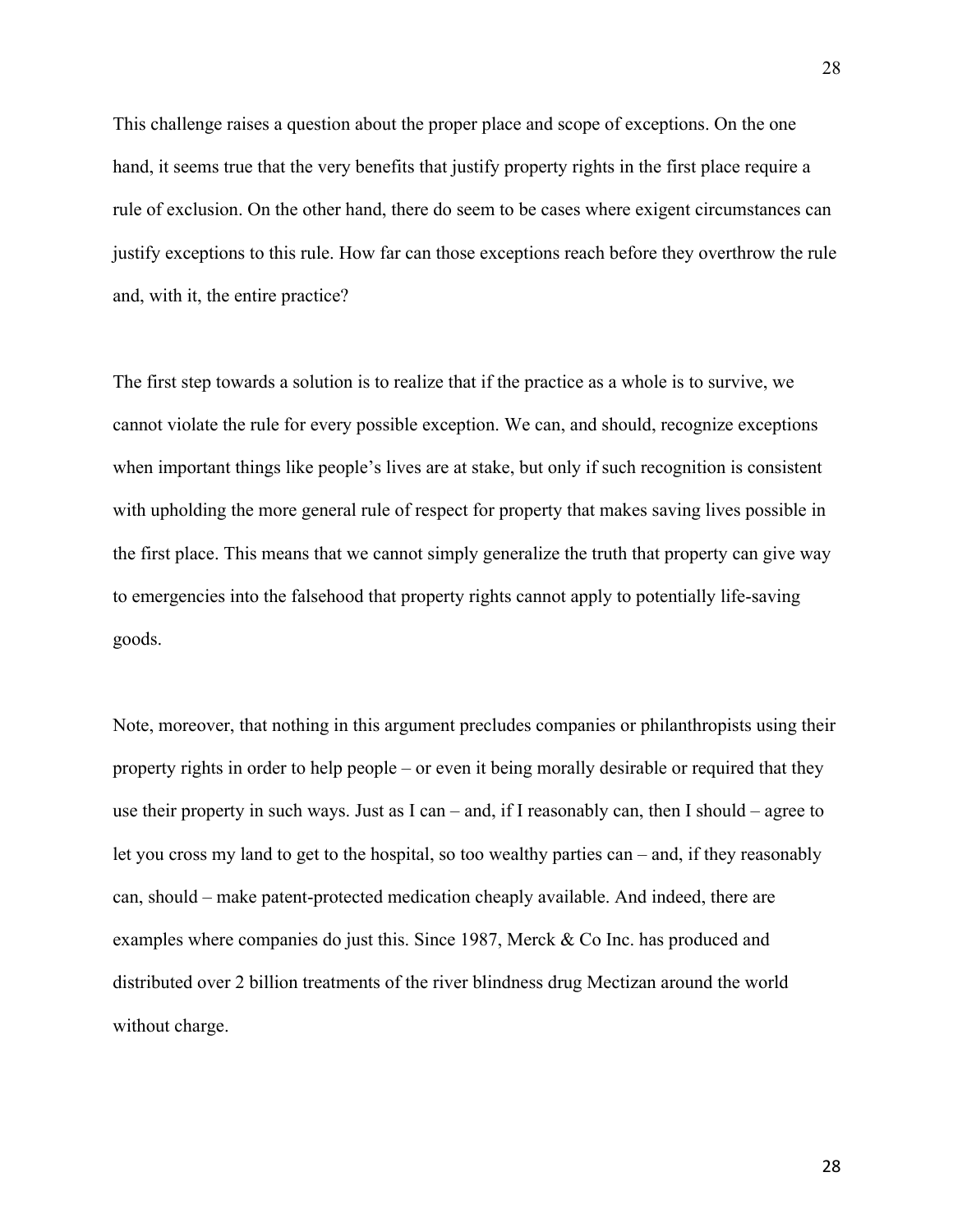This challenge raises a question about the proper place and scope of exceptions. On the one hand, it seems true that the very benefits that justify property rights in the first place require a rule of exclusion. On the other hand, there do seem to be cases where exigent circumstances can justify exceptions to this rule. How far can those exceptions reach before they overthrow the rule and, with it, the entire practice?

The first step towards a solution is to realize that if the practice as a whole is to survive, we cannot violate the rule for every possible exception. We can, and should, recognize exceptions when important things like people's lives are at stake, but only if such recognition is consistent with upholding the more general rule of respect for property that makes saving lives possible in the first place. This means that we cannot simply generalize the truth that property can give way to emergencies into the falsehood that property rights cannot apply to potentially life-saving goods.

Note, moreover, that nothing in this argument precludes companies or philanthropists using their property rights in order to help people – or even it being morally desirable or required that they use their property in such ways. Just as I can – and, if I reasonably can, then I should – agree to let you cross my land to get to the hospital, so too wealthy parties can – and, if they reasonably can, should – make patent-protected medication cheaply available. And indeed, there are examples where companies do just this. Since 1987, Merck & Co Inc. has produced and distributed over 2 billion treatments of the river blindness drug Mectizan around the world without charge.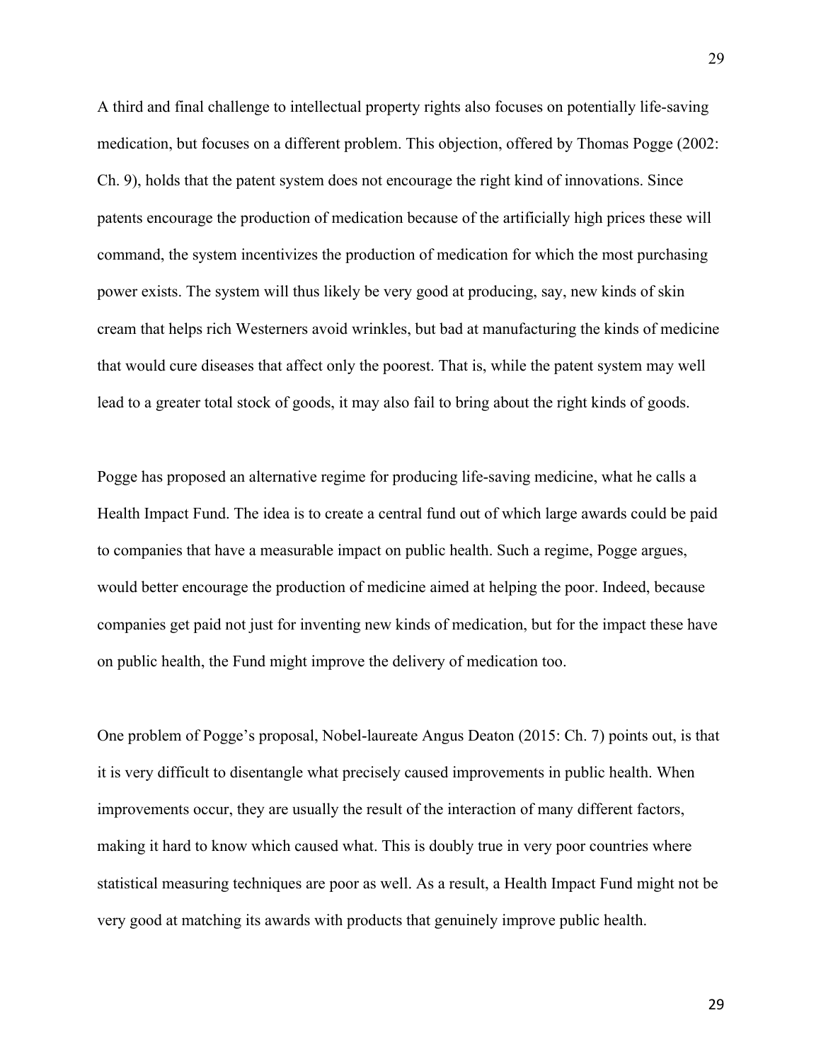A third and final challenge to intellectual property rights also focuses on potentially life-saving medication, but focuses on a different problem. This objection, offered by Thomas Pogge (2002: Ch. 9), holds that the patent system does not encourage the right kind of innovations. Since patents encourage the production of medication because of the artificially high prices these will command, the system incentivizes the production of medication for which the most purchasing power exists. The system will thus likely be very good at producing, say, new kinds of skin cream that helps rich Westerners avoid wrinkles, but bad at manufacturing the kinds of medicine that would cure diseases that affect only the poorest. That is, while the patent system may well lead to a greater total stock of goods, it may also fail to bring about the right kinds of goods.

Pogge has proposed an alternative regime for producing life-saving medicine, what he calls a Health Impact Fund. The idea is to create a central fund out of which large awards could be paid to companies that have a measurable impact on public health. Such a regime, Pogge argues, would better encourage the production of medicine aimed at helping the poor. Indeed, because companies get paid not just for inventing new kinds of medication, but for the impact these have on public health, the Fund might improve the delivery of medication too.

One problem of Pogge's proposal, Nobel-laureate Angus Deaton (2015: Ch. 7) points out, is that it is very difficult to disentangle what precisely caused improvements in public health. When improvements occur, they are usually the result of the interaction of many different factors, making it hard to know which caused what. This is doubly true in very poor countries where statistical measuring techniques are poor as well. As a result, a Health Impact Fund might not be very good at matching its awards with products that genuinely improve public health.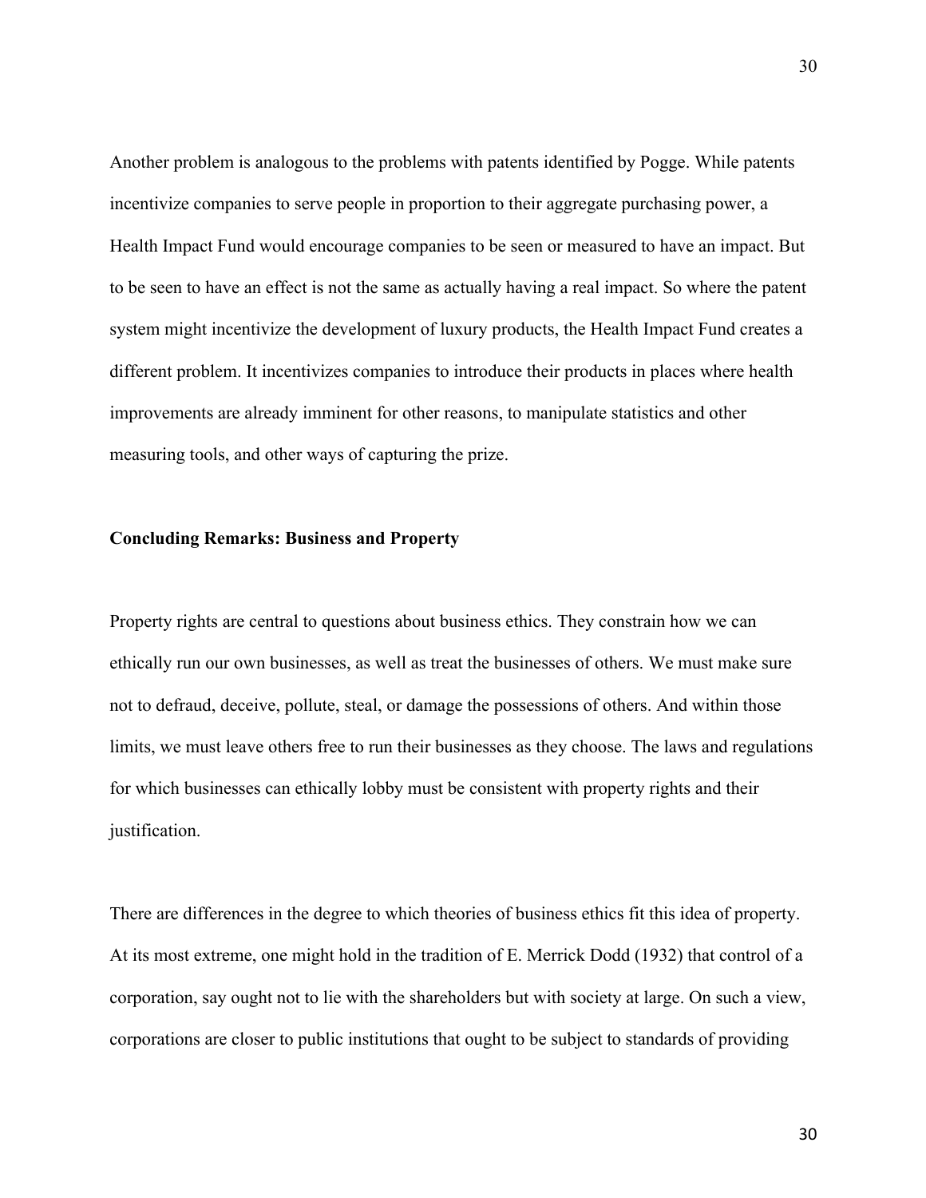Another problem is analogous to the problems with patents identified by Pogge. While patents incentivize companies to serve people in proportion to their aggregate purchasing power, a Health Impact Fund would encourage companies to be seen or measured to have an impact. But to be seen to have an effect is not the same as actually having a real impact. So where the patent system might incentivize the development of luxury products, the Health Impact Fund creates a different problem. It incentivizes companies to introduce their products in places where health improvements are already imminent for other reasons, to manipulate statistics and other measuring tools, and other ways of capturing the prize.

**Concluding Remarks: Business and Property**

Property rights are central to questions about business ethics. They constrain how we can ethically run our own businesses, as well as treat the businesses of others. We must make sure not to defraud, deceive, pollute, steal, or damage the possessions of others. And within those limits, we must leave others free to run their businesses as they choose. The laws and regulations for which businesses can ethically lobby must be consistent with property rights and their justification.

There are differences in the degree to which theories of business ethics fit this idea of property. At its most extreme, one might hold in the tradition of E. Merrick Dodd (1932) that control of a corporation, say ought not to lie with the shareholders but with society at large. On such a view, corporations are closer to public institutions that ought to be subject to standards of providing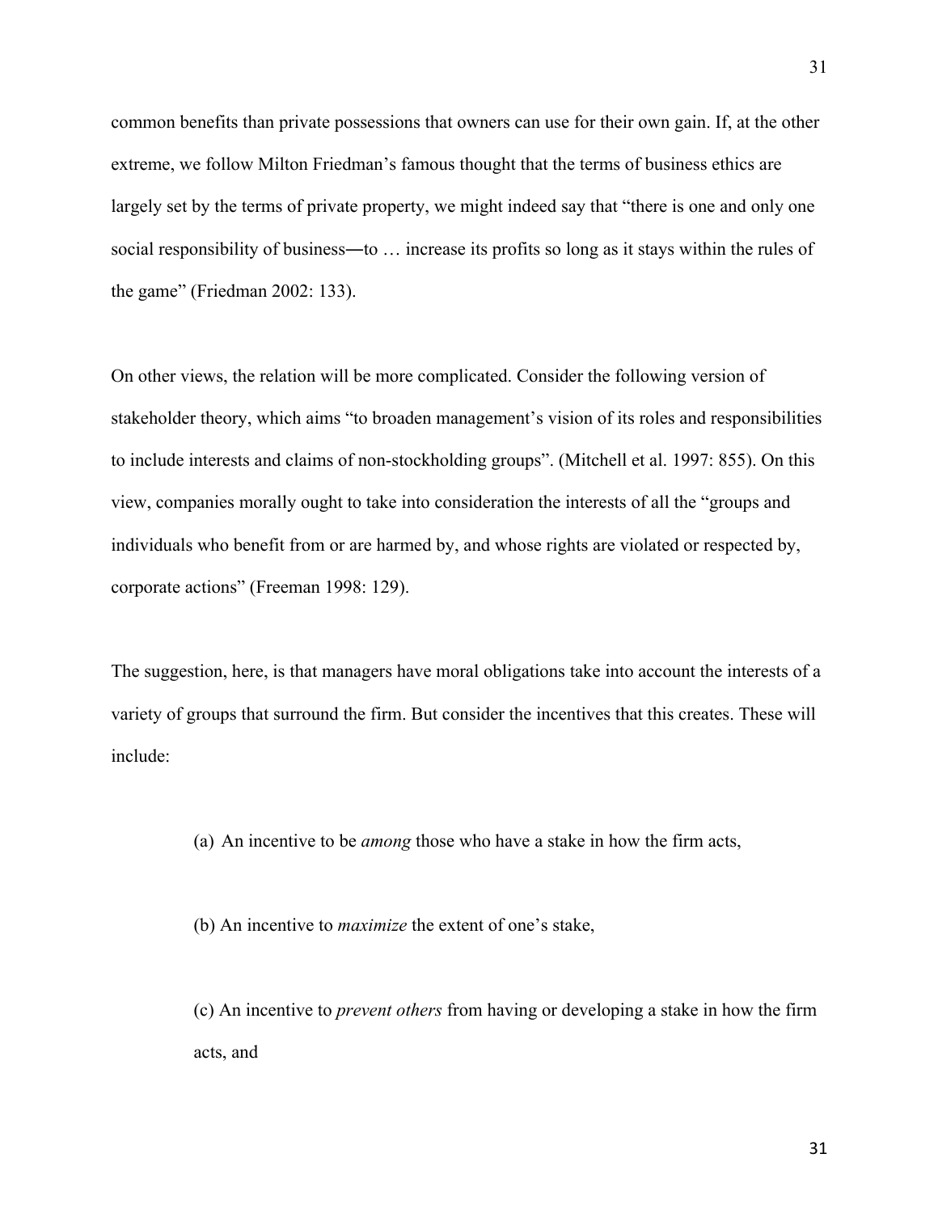common benefits than private possessions that owners can use for their own gain. If, at the other extreme, we follow Milton Friedman's famous thought that the terms of business ethics are largely set by the terms of private property, we might indeed say that "there is one and only one social responsibility of business―to … increase its profits so long as it stays within the rules of the game" (Friedman 2002: 133).

On other views, the relation will be more complicated. Consider the following version of stakeholder theory, which aims "to broaden management's vision of its roles and responsibilities to include interests and claims of non-stockholding groups". (Mitchell et al. 1997: 855). On this view, companies morally ought to take into consideration the interests of all the "groups and individuals who benefit from or are harmed by, and whose rights are violated or respected by, corporate actions" (Freeman 1998: 129).

The suggestion, here, is that managers have moral obligations take into account the interests of a variety of groups that surround the firm. But consider the incentives that this creates. These will include:

(a) An incentive to be *among* those who have a stake in how the firm acts,

(b) An incentive to *maximize* the extent of one's stake,

(c) An incentive to *prevent others* from having or developing a stake in how the firm acts, and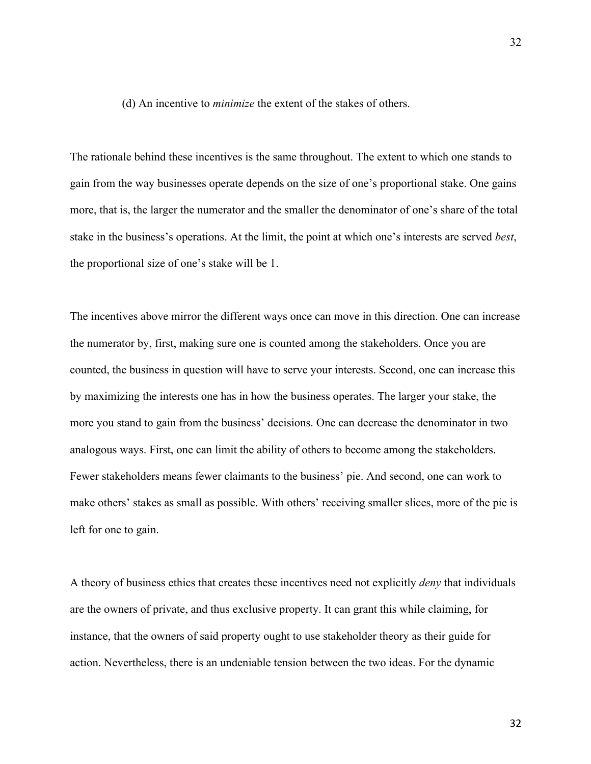(d) An incentive to *minimize* the extent of the stakes of others.

The rationale behind these incentives is the same throughout. The extent to which one stands to gain from the way businesses operate depends on the size of one's proportional stake. One gains more, that is, the larger the numerator and the smaller the denominator of one's share of the total stake in the business's operations. At the limit, the point at which one's interests are served *best*, the proportional size of one's stake will be 1.

The incentives above mirror the different ways once can move in this direction. One can increase the numerator by, first, making sure one is counted among the stakeholders. Once you are counted, the business in question will have to serve your interests. Second, one can increase this by maximizing the interests one has in how the business operates. The larger your stake, the more you stand to gain from the business' decisions. One can decrease the denominator in two analogous ways. First, one can limit the ability of others to become among the stakeholders. Fewer stakeholders means fewer claimants to the business' pie. And second, one can work to make others' stakes as small as possible. With others' receiving smaller slices, more of the pie is left for one to gain.

A theory of business ethics that creates these incentives need not explicitly *deny* that individuals are the owners of private, and thus exclusive property. It can grant this while claiming, for instance, that the owners of said property ought to use stakeholder theory as their guide for action. Nevertheless, there is an undeniable tension between the two ideas. For the dynamic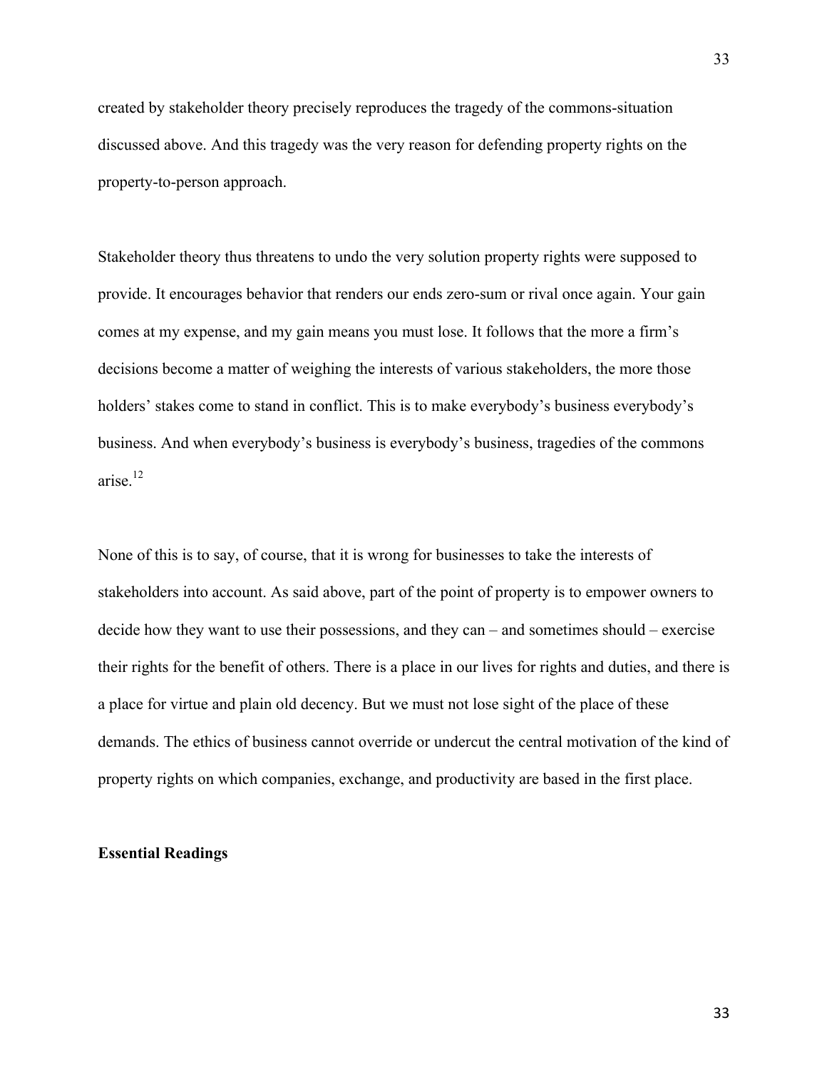created by stakeholder theory precisely reproduces the tragedy of the commons-situation discussed above. And this tragedy was the very reason for defending property rights on the property-to-person approach.

Stakeholder theory thus threatens to undo the very solution property rights were supposed to provide. It encourages behavior that renders our ends zero-sum or rival once again. Your gain comes at my expense, and my gain means you must lose. It follows that the more a firm's decisions become a matter of weighing the interests of various stakeholders, the more those holders' stakes come to stand in conflict. This is to make everybody's business everybody's business. And when everybody's business is everybody's business, tragedies of the commons arise.[12]

None of this is to say, of course, that it is wrong for businesses to take the interests of stakeholders into account. As said above, part of the point of property is to empower owners to decide how they want to use their possessions, and they can – and sometimes should – exercise their rights for the benefit of others. There is a place in our lives for rights and duties, and there is a place for virtue and plain old decency. But we must not lose sight of the place of these demands. The ethics of business cannot override or undercut the central motivation of the kind of property rights on which companies, exchange, and productivity are based in the first place.

**Essential Readings**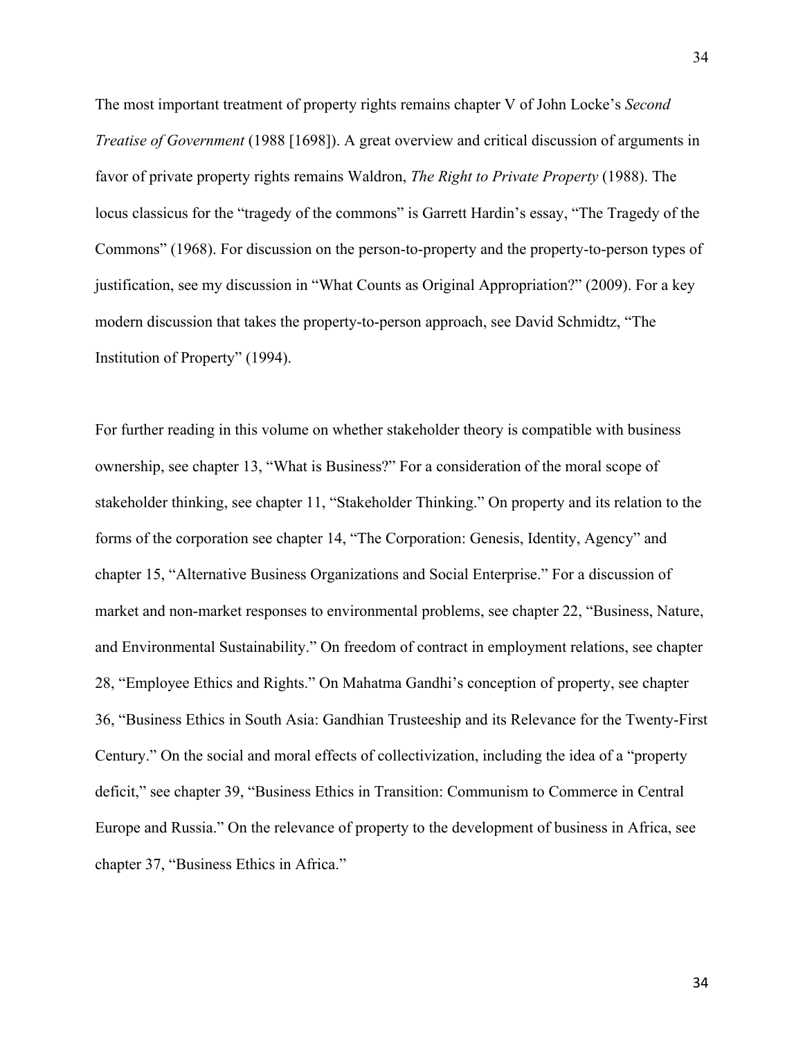The most important treatment of property rights remains chapter V of John Locke's *Second Treatise of Government* (1988 [1698]). A great overview and critical discussion of arguments in favor of private property rights remains Waldron, *The Right to Private Property* (1988). The locus classicus for the "tragedy of the commons" is Garrett Hardin's essay, "The Tragedy of the Commons" (1968). For discussion on the person-to-property and the property-to-person types of justification, see my discussion in "What Counts as Original Appropriation?" (2009). For a key modern discussion that takes the property-to-person approach, see David Schmidtz, "The Institution of Property" (1994).

For further reading in this volume on whether stakeholder theory is compatible with business ownership, see chapter 13, "What is Business?" For a consideration of the moral scope of stakeholder thinking, see chapter 11, "Stakeholder Thinking." On property and its relation to the forms of the corporation see chapter 14, "The Corporation: Genesis, Identity, Agency" and chapter 15, "Alternative Business Organizations and Social Enterprise." For a discussion of market and non-market responses to environmental problems, see chapter 22, "Business, Nature, and Environmental Sustainability." On freedom of contract in employment relations, see chapter 28, "Employee Ethics and Rights." On Mahatma Gandhi's conception of property, see chapter 36, "Business Ethics in South Asia: Gandhian Trusteeship and its Relevance for the Twenty-First Century." On the social and moral effects of collectivization, including the idea of a "property deficit," see chapter 39, "Business Ethics in Transition: Communism to Commerce in Central Europe and Russia." On the relevance of property to the development of business in Africa, see chapter 37, "Business Ethics in Africa."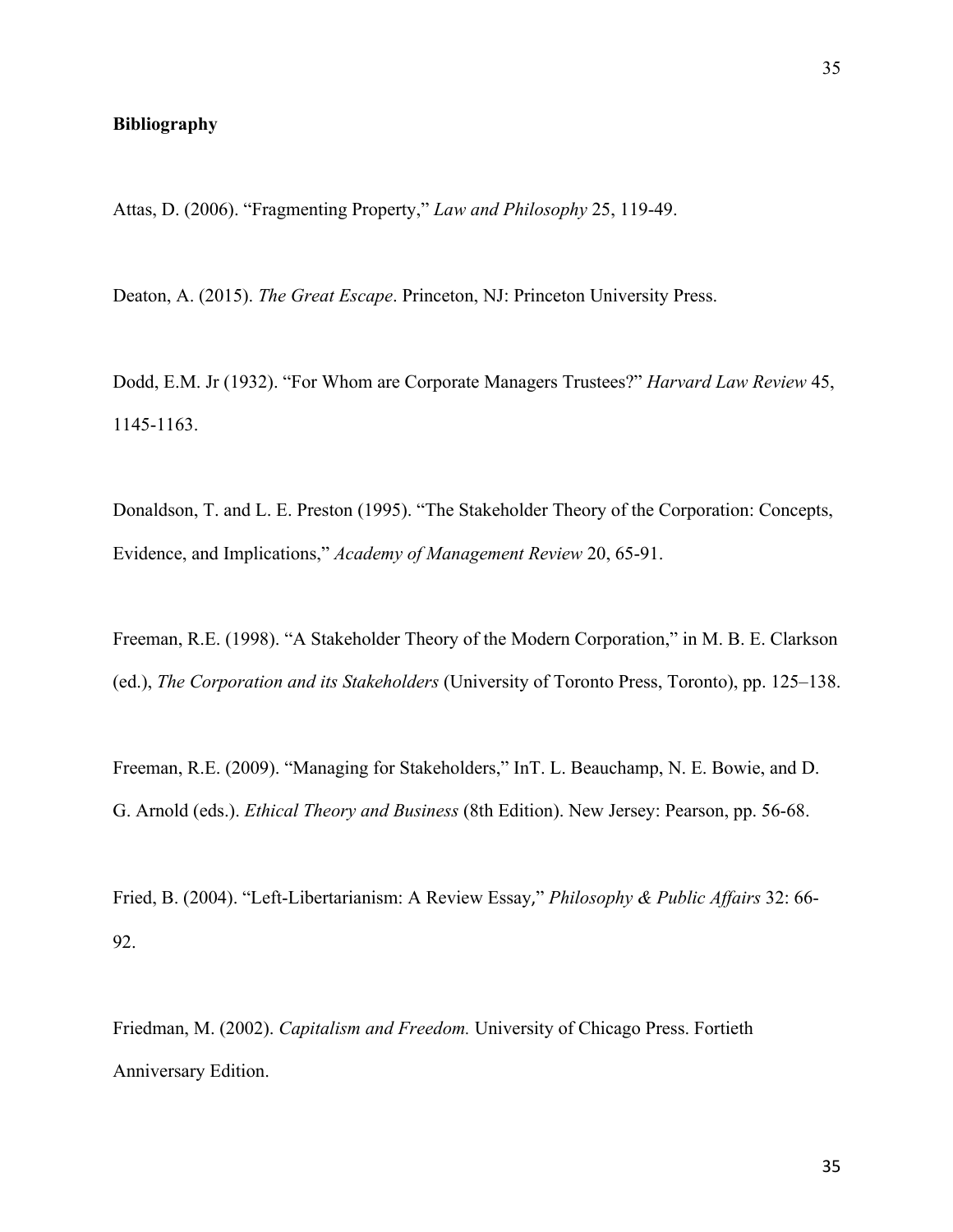**Bibliography**

Attas, D. (2006). "Fragmenting Property," *Law and Philosophy* 25, 119-49.

Deaton, A. (2015). *The Great Escape*. Princeton, NJ: Princeton University Press.

Dodd, E.M. Jr (1932). "For Whom are Corporate Managers Trustees?" *Harvard Law Review* 45, 1145-1163.

Donaldson, T. and L. E. Preston (1995). "The Stakeholder Theory of the Corporation: Concepts, Evidence, and Implications," *Academy of Management Review* 20, 65-91.

Freeman, R.E. (1998). "A Stakeholder Theory of the Modern Corporation," in M. B. E. Clarkson (ed.), *The Corporation and its Stakeholders* (University of Toronto Press, Toronto), pp. 125–138.

Freeman, R.E. (2009). "Managing for Stakeholders," InT. L. Beauchamp, N. E. Bowie, and D. G. Arnold (eds.). *Ethical Theory and Business* (8th Edition). New Jersey: Pearson, pp. 56-68.

Fried, B. (2004). "Left-Libertarianism: A Review Essay," *Philosophy & Public Affairs* 32: 66-92.

Friedman, M. (2002). *Capitalism and Freedom.* University of Chicago Press. Fortieth Anniversary Edition.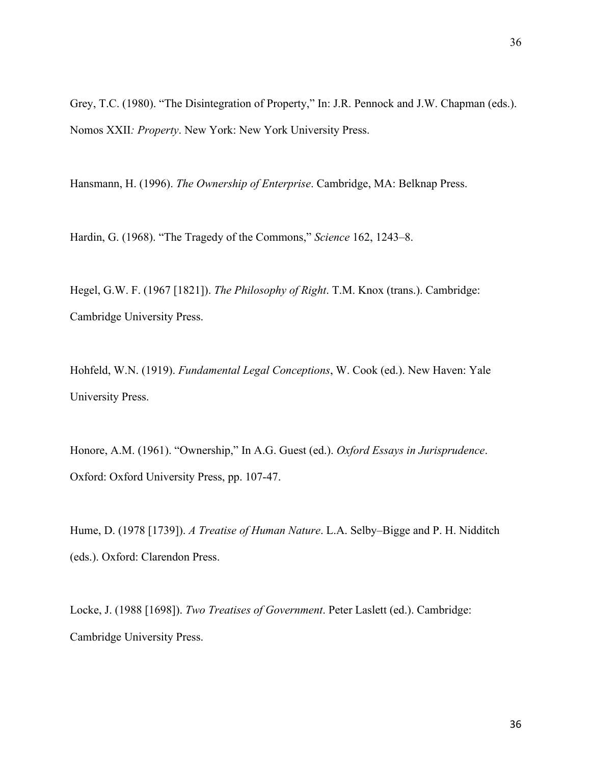Grey, T.C. (1980). "The Disintegration of Property," In: J.R. Pennock and J.W. Chapman (eds.). Nomos XXII*: Property*. New York: New York University Press.

Hansmann, H. (1996). *The Ownership of Enterprise*. Cambridge, MA: Belknap Press.

Hardin, G. (1968). "The Tragedy of the Commons," *Science* 162, 1243–8.

Hegel, G.W. F. (1967 [1821]). *The Philosophy of Right*. T.M. Knox (trans.). Cambridge: Cambridge University Press.

Hohfeld, W.N. (1919). *Fundamental Legal Conceptions*, W. Cook (ed.). New Haven: Yale University Press.

Honore, A.M. (1961). "Ownership," In A.G. Guest (ed.). *Oxford Essays in Jurisprudence*. Oxford: Oxford University Press, pp. 107-47.

Hume, D. (1978 [1739]). *A Treatise of Human Nature*. L.A. Selby–Bigge and P. H. Nidditch (eds.). Oxford: Clarendon Press.

Locke, J. (1988 [1698]). *Two Treatises of Government*. Peter Laslett (ed.). Cambridge: Cambridge University Press.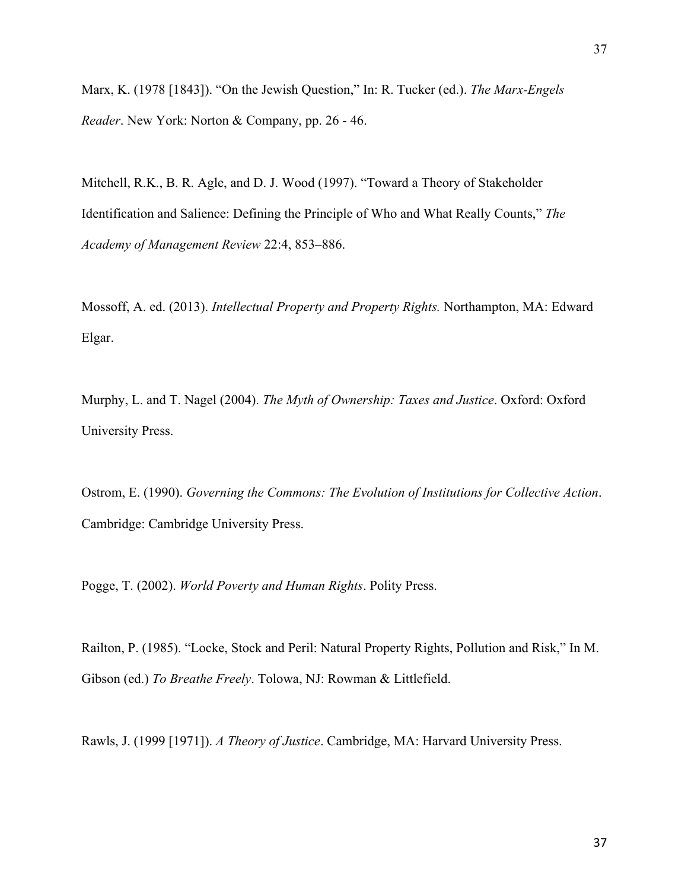Marx, K. (1978 [1843]). "On the Jewish Question," In: R. Tucker (ed.). *The Marx-Engels Reader*. New York: Norton & Company, pp. 26 - 46.

Mitchell, R.K., B. R. Agle, and D. J. Wood (1997). "Toward a Theory of Stakeholder Identification and Salience: Defining the Principle of Who and What Really Counts," *The Academy of Management Review* 22:4, 853–886.

Mossoff, A. ed. (2013). *Intellectual Property and Property Rights.* Northampton, MA: Edward Elgar.

Murphy, L. and T. Nagel (2004). *The Myth of Ownership: Taxes and Justice*. Oxford: Oxford University Press.

Ostrom, E. (1990). *Governing the Commons: The Evolution of Institutions for Collective Action*. Cambridge: Cambridge University Press.

Pogge, T. (2002). *World Poverty and Human Rights*. Polity Press.

Railton, P. (1985). "Locke, Stock and Peril: Natural Property Rights, Pollution and Risk," In M. Gibson (ed.) *To Breathe Freely*. Tolowa, NJ: Rowman & Littlefield.

Rawls, J. (1999 [1971]). *A Theory of Justice*. Cambridge, MA: Harvard University Press.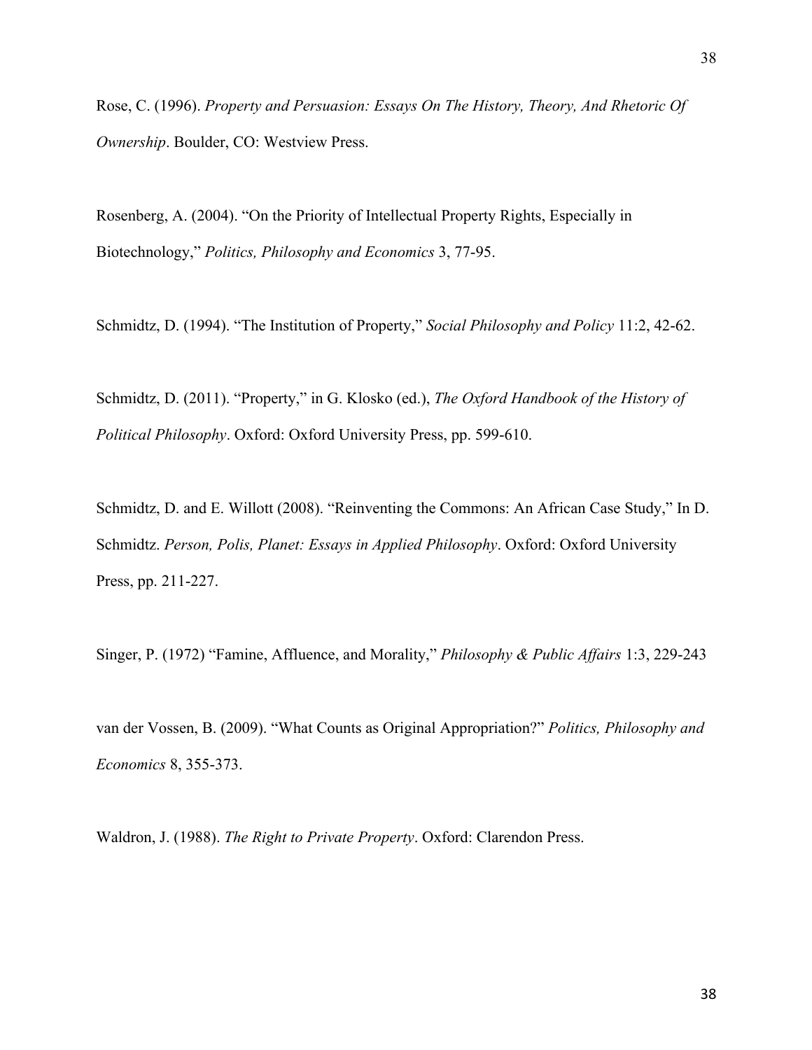Rose, C. (1996). *Property and Persuasion: Essays On The History, Theory, And Rhetoric Of Ownership*. Boulder, CO: Westview Press.

Rosenberg, A. (2004). "On the Priority of Intellectual Property Rights, Especially in Biotechnology," *Politics, Philosophy and Economics* 3, 77-95.

Schmidtz, D. (1994). "The Institution of Property," *Social Philosophy and Policy* 11:2, 42-62.

Schmidtz, D. (2011). "Property," in G. Klosko (ed.), *The Oxford Handbook of the History of Political Philosophy*. Oxford: Oxford University Press, pp. 599-610.

Schmidtz, D. and E. Willott (2008). "Reinventing the Commons: An African Case Study," In D. Schmidtz. *Person, Polis, Planet: Essays in Applied Philosophy*. Oxford: Oxford University Press, pp. 211-227.

Singer, P. (1972) "Famine, Affluence, and Morality," *Philosophy & Public Affairs* 1:3, 229-243

van der Vossen, B. (2009). "What Counts as Original Appropriation?" *Politics, Philosophy and Economics* 8, 355-373.

Waldron, J. (1988). *The Right to Private Property*. Oxford: Clarendon Press.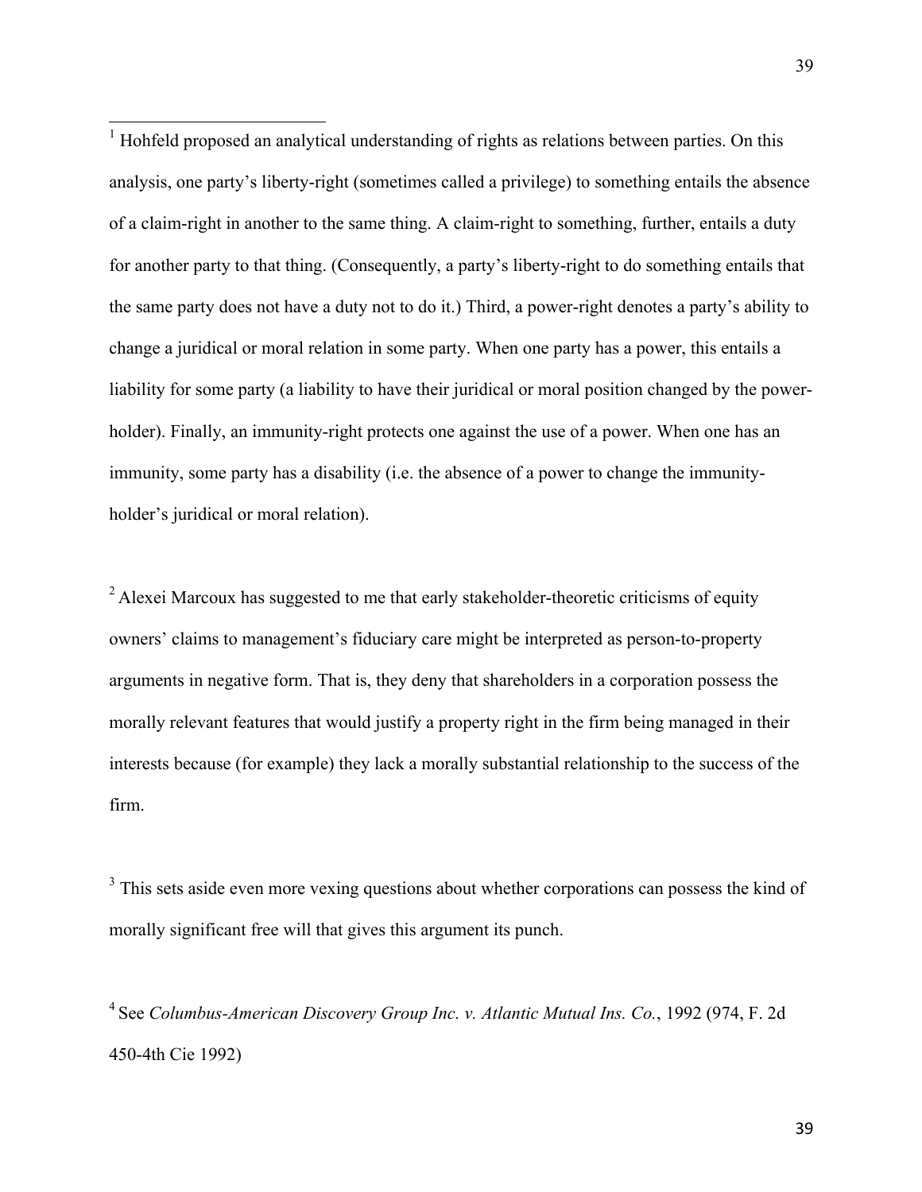[1] Hohfeld proposed an analytical understanding of rights as relations between parties. On this analysis, one party's liberty-right (sometimes called a privilege) to something entails the absence of a claim-right in another to the same thing. A claim-right to something, further, entails a duty for another party to that thing. (Consequently, a party's liberty-right to do something entails that the same party does not have a duty not to do it.) Third, a power-right denotes a party's ability to change a juridical or moral relation in some party. When one party has a power, this entails a liability for some party (a liability to have their juridical or moral position changed by the power-holder). Finally, an immunity-right protects one against the use of a power. When one has an immunity, some party has a disability (i.e. the absence of a power to change the immunity-holder's juridical or moral relation).

[2] Alexei Marcoux has suggested to me that early stakeholder-theoretic criticisms of equity owners' claims to management's fiduciary care might be interpreted as person-to-property arguments in negative form. That is, they deny that shareholders in a corporation possess the morally relevant features that would justify a property right in the firm being managed in their interests because (for example) they lack a morally substantial relationship to the success of the firm.

[3] This sets aside even more vexing questions about whether corporations can possess the kind of morally significant free will that gives this argument its punch.

[4] See *Columbus-American Discovery Group Inc. v. Atlantic Mutual Ins. Co.*, 1992 (974, F. 2d 450-4th Cie 1992)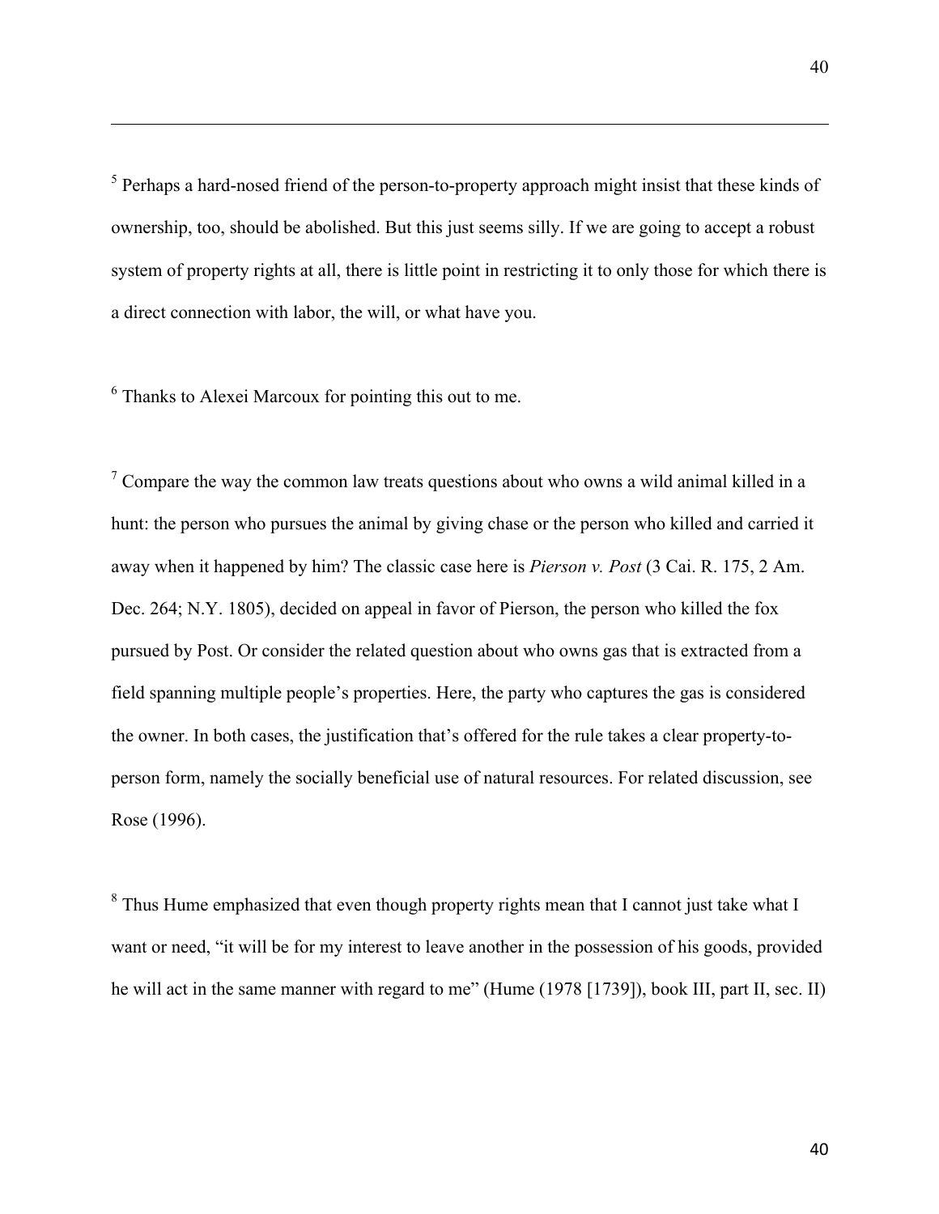[5] Perhaps a hard-nosed friend of the person-to-property approach might insist that these kinds of ownership, too, should be abolished. But this just seems silly. If we are going to accept a robust system of property rights at all, there is little point in restricting it to only those for which there is a direct connection with labor, the will, or what have you.

[6] Thanks to Alexei Marcoux for pointing this out to me.

[7] Compare the way the common law treats questions about who owns a wild animal killed in a hunt: the person who pursues the animal by giving chase or the person who killed and carried it away when it happened by him? The classic case here is *Pierson v. Post* (3 Cai. R. 175, 2 Am. Dec. 264; N.Y. 1805), decided on appeal in favor of Pierson, the person who killed the fox pursued by Post. Or consider the related question about who owns gas that is extracted from a field spanning multiple people's properties. Here, the party who captures the gas is considered the owner. In both cases, the justification that's offered for the rule takes a clear property-to-person form, namely the socially beneficial use of natural resources. For related discussion, see Rose (1996).

[8] Thus Hume emphasized that even though property rights mean that I cannot just take what I want or need, "it will be for my interest to leave another in the possession of his goods, provided he will act in the same manner with regard to me" (Hume (1978 [1739]), book III, part II, sec. II)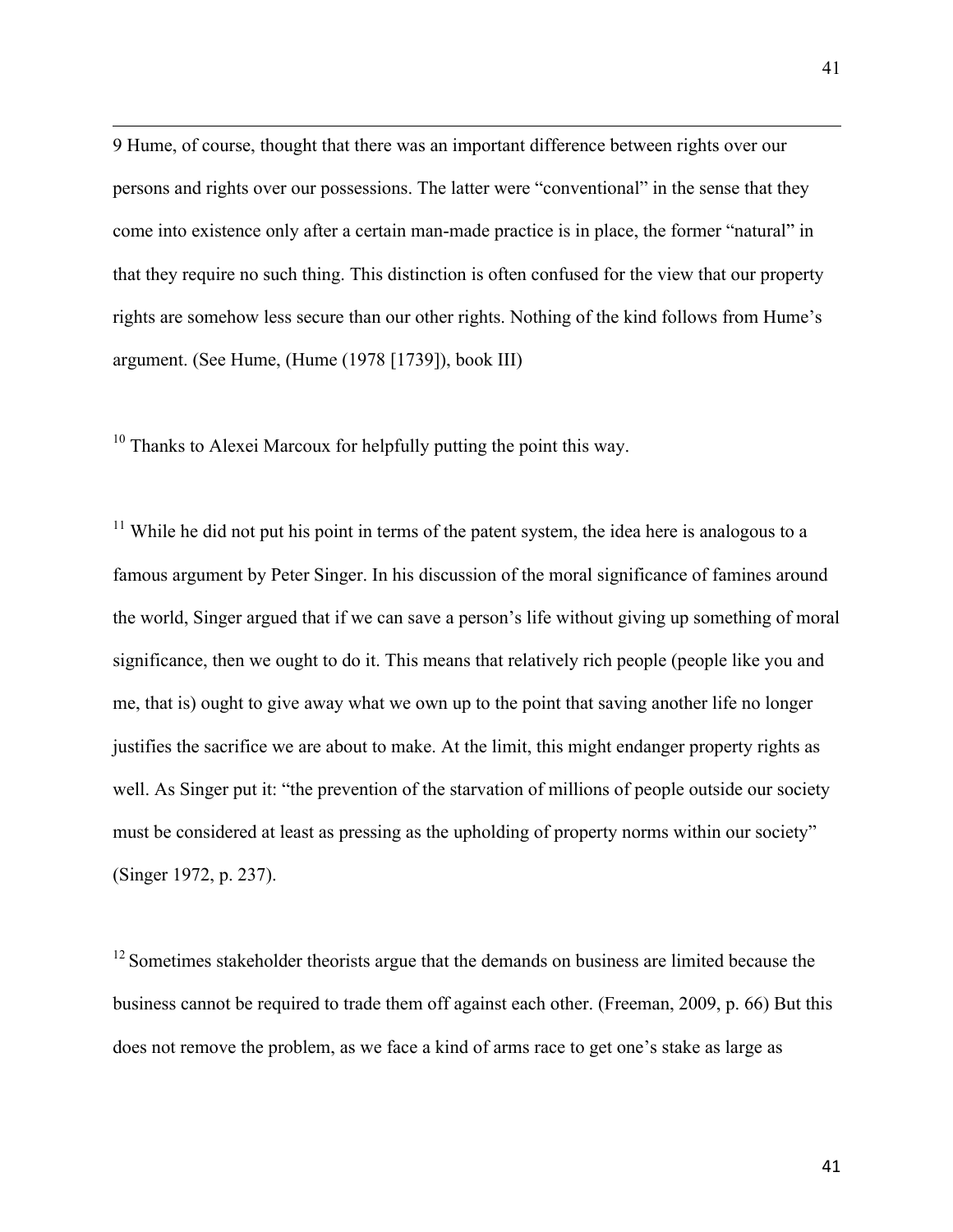9 Hume, of course, thought that there was an important difference between rights over our persons and rights over our possessions. The latter were "conventional" in the sense that they come into existence only after a certain man-made practice is in place, the former "natural" in that they require no such thing. This distinction is often confused for the view that our property rights are somehow less secure than our other rights. Nothing of the kind follows from Hume's argument. (See Hume, (Hume (1978 [1739]), book III)

[10] Thanks to Alexei Marcoux for helpfully putting the point this way.

[11] While he did not put his point in terms of the patent system, the idea here is analogous to a famous argument by Peter Singer. In his discussion of the moral significance of famines around the world, Singer argued that if we can save a person's life without giving up something of moral significance, then we ought to do it. This means that relatively rich people (people like you and me, that is) ought to give away what we own up to the point that saving another life no longer justifies the sacrifice we are about to make. At the limit, this might endanger property rights as well. As Singer put it: "the prevention of the starvation of millions of people outside our society must be considered at least as pressing as the upholding of property norms within our society" (Singer 1972, p. 237).

[12] Sometimes stakeholder theorists argue that the demands on business are limited because the business cannot be required to trade them off against each other. (Freeman, 2009, p. 66) But this does not remove the problem, as we face a kind of arms race to get one's stake as large as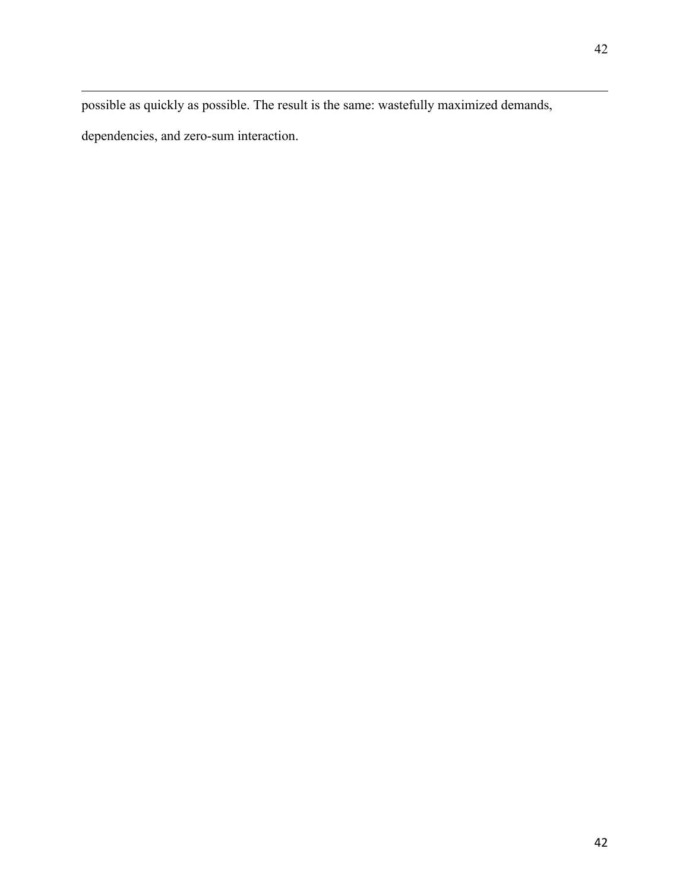possible as quickly as possible. The result is the same: wastefully maximized demands, dependencies, and zero-sum interaction.